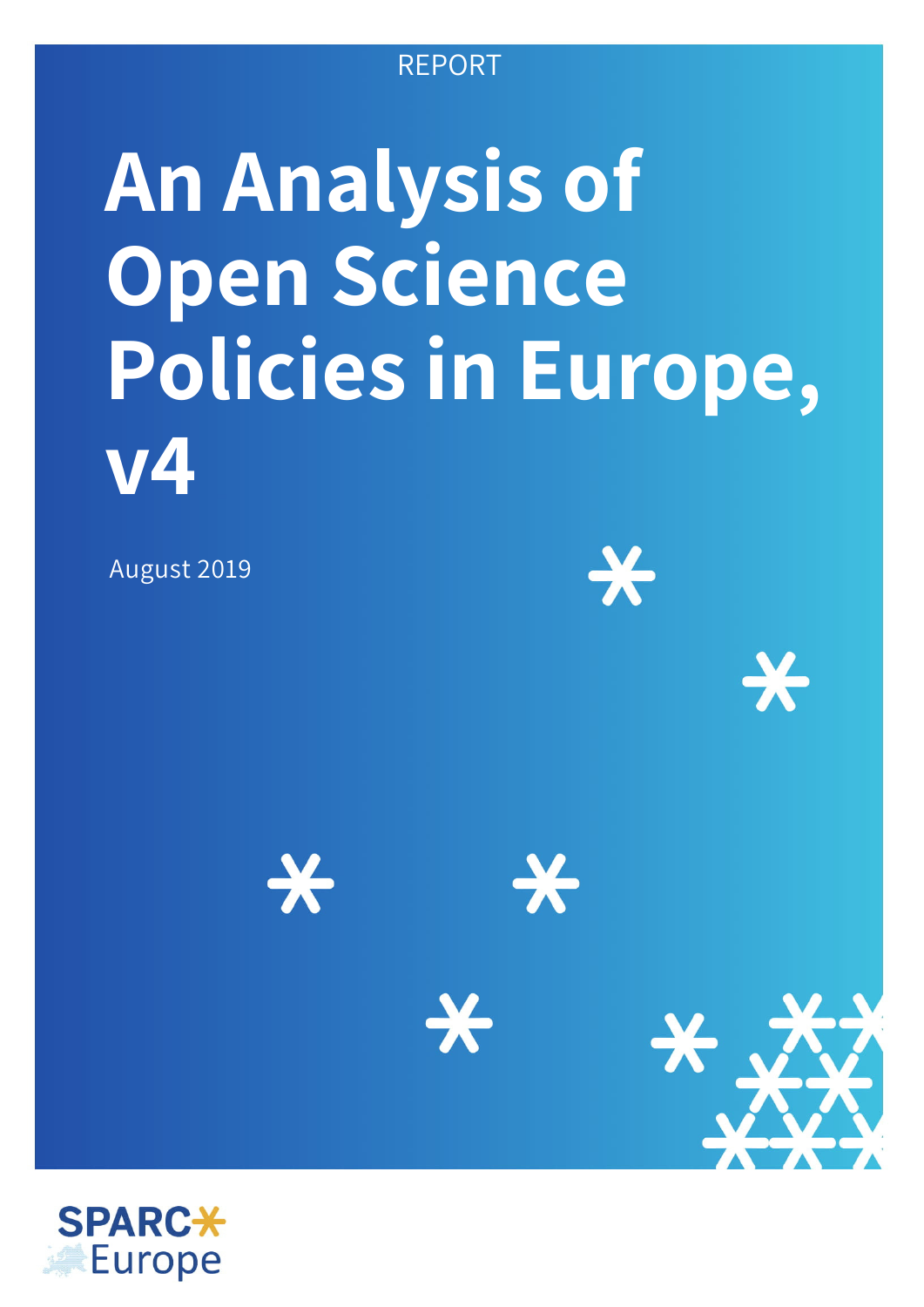REPORT

# An Analysis of Open Science Policies in Europe, v4

August 2019

SPARC Europe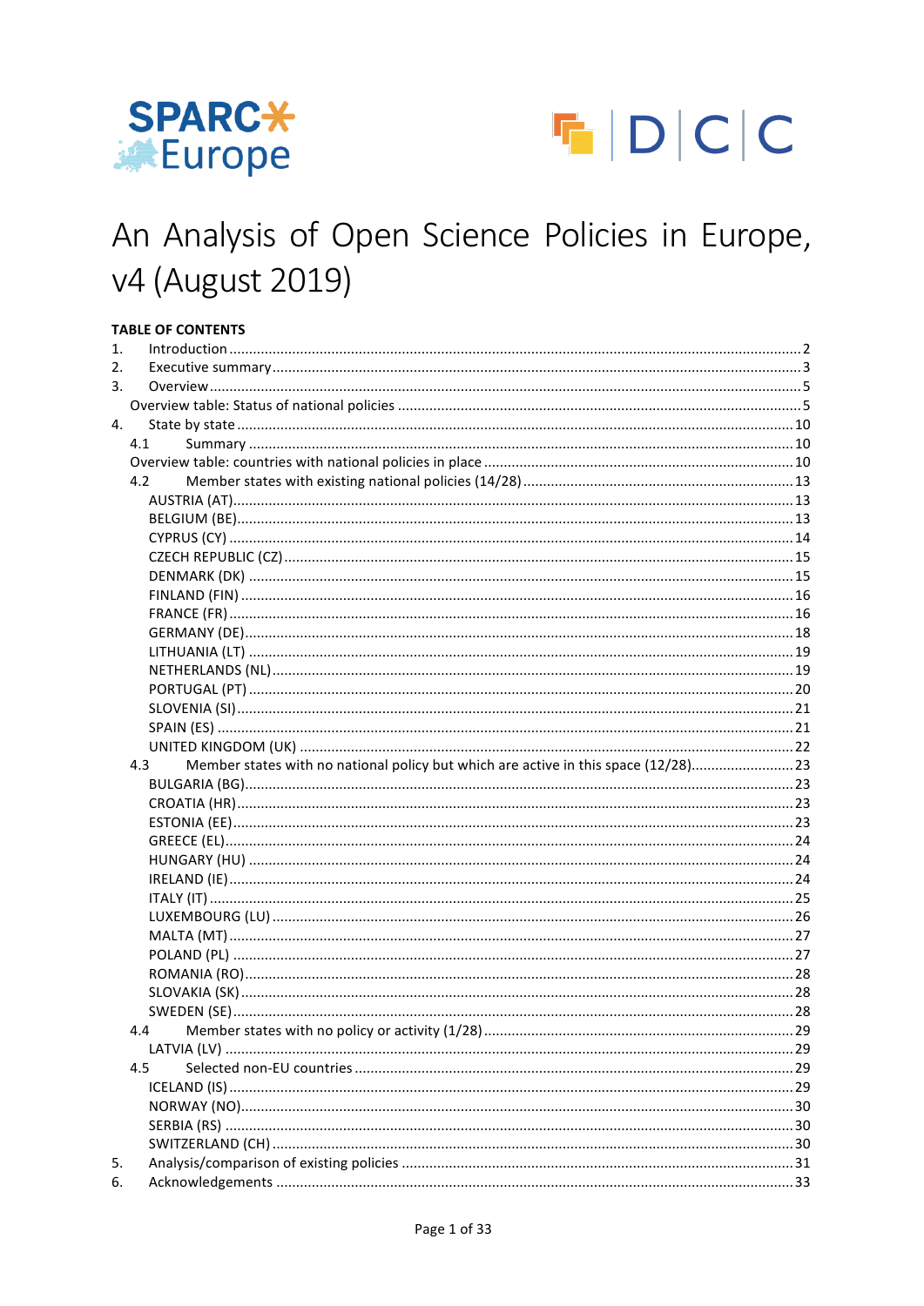# An Analysis of Open Science Policies in Europe, v4 (August 2019)

**TABLE OF CONTENTS**

1. Introduction ..... 2
2. Executive summary ..... 3
3. Overview ..... 5
   - Overview table: Status of national policies ..... 5
4. State by state ..... 10
   - 4.1 Summary ..... 10
   - Overview table: countries with national policies in place ..... 10
   - 4.2 Member states with existing national policies (14/28) ..... 13
     - AUSTRIA (AT) ..... 13
     - BELGIUM (BE) ..... 13
     - CYPRUS (CY) ..... 14
     - CZECH REPUBLIC (CZ) ..... 15
     - DENMARK (DK) ..... 15
     - FINLAND (FIN) ..... 16
     - FRANCE (FR) ..... 16
     - GERMANY (DE) ..... 18
     - LITHUANIA (LT) ..... 19
     - NETHERLANDS (NL) ..... 19
     - PORTUGAL (PT) ..... 20
     - SLOVENIA (SI) ..... 21
     - SPAIN (ES) ..... 21
     - UNITED KINGDOM (UK) ..... 22
   - 4.3 Member states with no national policy but which are active in this space (12/28) ..... 23
     - BULGARIA (BG) ..... 23
     - CROATIA (HR) ..... 23
     - ESTONIA (EE) ..... 23
     - GREECE (EL) ..... 24
     - HUNGARY (HU) ..... 24
     - IRELAND (IE) ..... 24
     - ITALY (IT) ..... 25
     - LUXEMBOURG (LU) ..... 26
     - MALTA (MT) ..... 27
     - POLAND (PL) ..... 27
     - ROMANIA (RO) ..... 28
     - SLOVAKIA (SK) ..... 28
     - SWEDEN (SE) ..... 28
   - 4.4 Member states with no policy or activity (1/28) ..... 29
     - LATVIA (LV) ..... 29
   - 4.5 Selected non-EU countries ..... 29
     - ICELAND (IS) ..... 29
     - NORWAY (NO) ..... 30
     - SERBIA (RS) ..... 30
     - SWITZERLAND (CH) ..... 30
5. Analysis/comparison of existing policies ..... 31
6. Acknowledgements ..... 33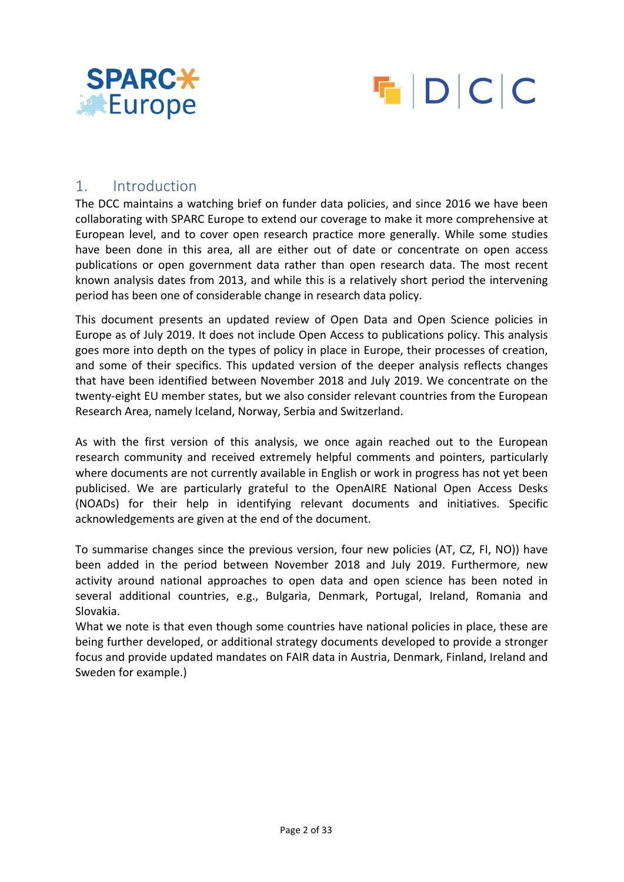## 1. Introduction

The DCC maintains a watching brief on funder data policies, and since 2016 we have been collaborating with SPARC Europe to extend our coverage to make it more comprehensive at European level, and to cover open research practice more generally. While some studies have been done in this area, all are either out of date or concentrate on open access publications or open government data rather than open research data. The most recent known analysis dates from 2013, and while this is a relatively short period the intervening period has been one of considerable change in research data policy.

This document presents an updated review of Open Data and Open Science policies in Europe as of July 2019. It does not include Open Access to publications policy. This analysis goes more into depth on the types of policy in place in Europe, their processes of creation, and some of their specifics. This updated version of the deeper analysis reflects changes that have been identified between November 2018 and July 2019. We concentrate on the twenty-eight EU member states, but we also consider relevant countries from the European Research Area, namely Iceland, Norway, Serbia and Switzerland.

As with the first version of this analysis, we once again reached out to the European research community and received extremely helpful comments and pointers, particularly where documents are not currently available in English or work in progress has not yet been publicised. We are particularly grateful to the OpenAIRE National Open Access Desks (NOADs) for their help in identifying relevant documents and initiatives. Specific acknowledgements are given at the end of the document.

To summarise changes since the previous version, four new policies (AT, CZ, FI, NO)) have been added in the period between November 2018 and July 2019. Furthermore, new activity around national approaches to open data and open science has been noted in several additional countries, e.g., Bulgaria, Denmark, Portugal, Ireland, Romania and Slovakia.
What we note is that even though some countries have national policies in place, these are being further developed, or additional strategy documents developed to provide a stronger focus and provide updated mandates on FAIR data in Austria, Denmark, Finland, Ireland and Sweden for example.)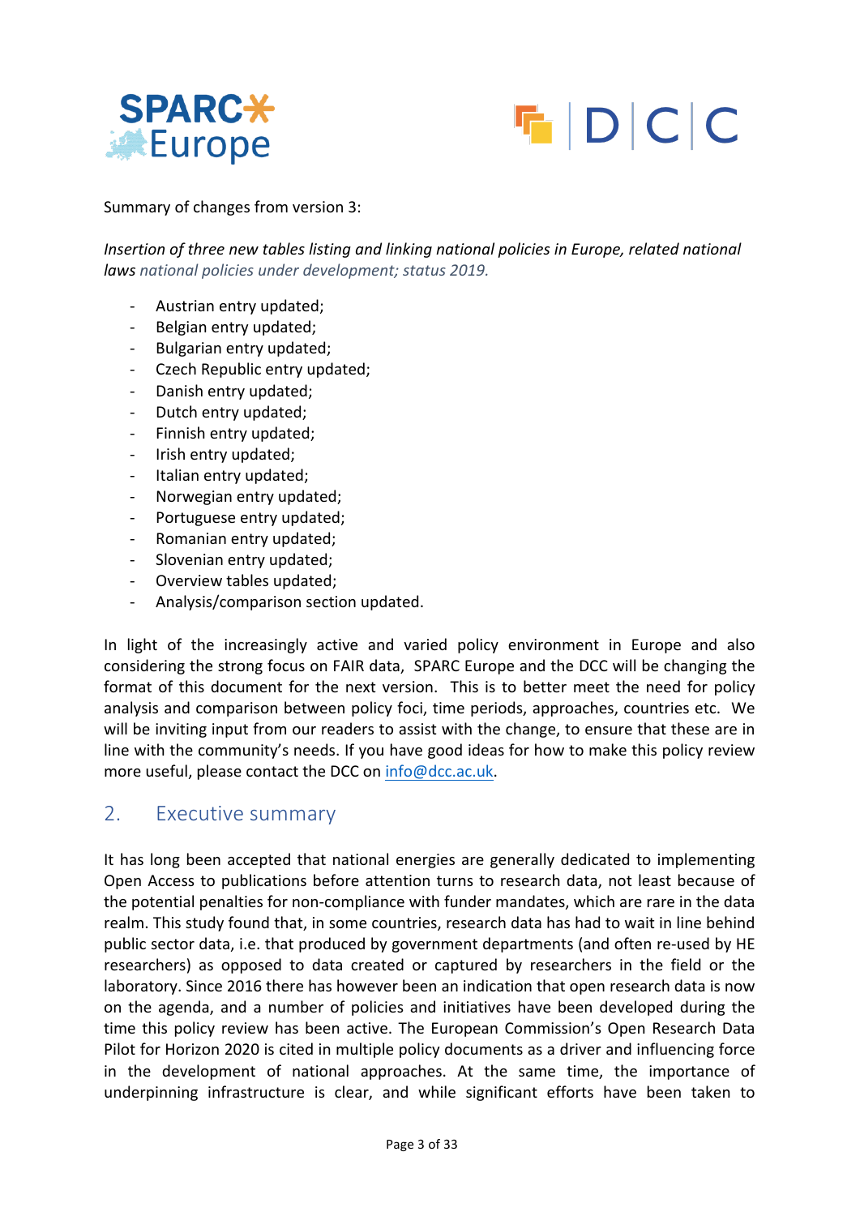Summary of changes from version 3:

*Insertion of three new tables listing and linking national policies in Europe, related national laws national policies under development; status 2019.*

- Austrian entry updated;
- Belgian entry updated;
- Bulgarian entry updated;
- Czech Republic entry updated;
- Danish entry updated;
- Dutch entry updated;
- Finnish entry updated;
- Irish entry updated;
- Italian entry updated;
- Norwegian entry updated;
- Portuguese entry updated;
- Romanian entry updated;
- Slovenian entry updated;
- Overview tables updated;
- Analysis/comparison section updated.

In light of the increasingly active and varied policy environment in Europe and also considering the strong focus on FAIR data, SPARC Europe and the DCC will be changing the format of this document for the next version. This is to better meet the need for policy analysis and comparison between policy foci, time periods, approaches, countries etc. We will be inviting input from our readers to assist with the change, to ensure that these are in line with the community's needs. If you have good ideas for how to make this policy review more useful, please contact the DCC on info@dcc.ac.uk.

## 2. Executive summary

It has long been accepted that national energies are generally dedicated to implementing Open Access to publications before attention turns to research data, not least because of the potential penalties for non-compliance with funder mandates, which are rare in the data realm. This study found that, in some countries, research data has had to wait in line behind public sector data, i.e. that produced by government departments (and often re-used by HE researchers) as opposed to data created or captured by researchers in the field or the laboratory. Since 2016 there has however been an indication that open research data is now on the agenda, and a number of policies and initiatives have been developed during the time this policy review has been active. The European Commission's Open Research Data Pilot for Horizon 2020 is cited in multiple policy documents as a driver and influencing force in the development of national approaches. At the same time, the importance of underpinning infrastructure is clear, and while significant efforts have been taken to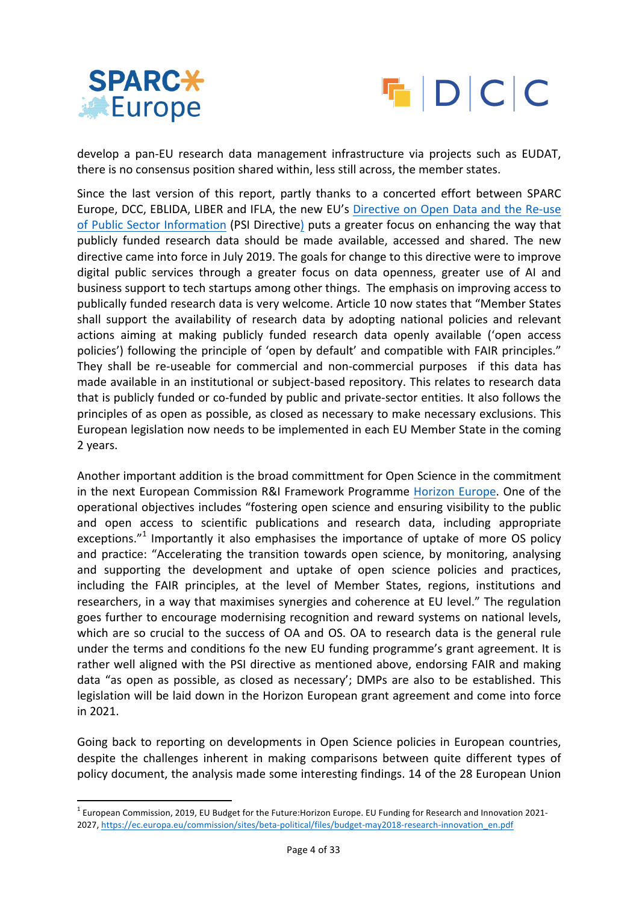develop a pan-EU research data management infrastructure via projects such as EUDAT, there is no consensus position shared within, less still across, the member states.

Since the last version of this report, partly thanks to a concerted effort between SPARC Europe, DCC, EBLIDA, LIBER and IFLA, the new EU's [Directive on Open Data and the Re-use of Public Sector Information](#) (PSI Directive) puts a greater focus on enhancing the way that publicly funded research data should be made available, accessed and shared. The new directive came into force in July 2019. The goals for change to this directive were to improve digital public services through a greater focus on data openness, greater use of AI and business support to tech startups among other things. The emphasis on improving access to publically funded research data is very welcome. Article 10 now states that "Member States shall support the availability of research data by adopting national policies and relevant actions aiming at making publicly funded research data openly available ('open access policies') following the principle of 'open by default' and compatible with FAIR principles." They shall be re-useable for commercial and non-commercial purposes if this data has made available in an institutional or subject-based repository. This relates to research data that is publicly funded or co-funded by public and private-sector entities. It also follows the principles of as open as possible, as closed as necessary to make necessary exclusions. This European legislation now needs to be implemented in each EU Member State in the coming 2 years.

Another important addition is the broad committment for Open Science in the commitment in the next European Commission R&I Framework Programme [Horizon Europe](#). One of the operational objectives includes "fostering open science and ensuring visibility to the public and open access to scientific publications and research data, including appropriate exceptions."[1] Importantly it also emphasises the importance of uptake of more OS policy and practice: "Accelerating the transition towards open science, by monitoring, analysing and supporting the development and uptake of open science policies and practices, including the FAIR principles, at the level of Member States, regions, institutions and researchers, in a way that maximises synergies and coherence at EU level." The regulation goes further to encourage modernising recognition and reward systems on national levels, which are so crucial to the success of OA and OS. OA to research data is the general rule under the terms and conditions fo the new EU funding programme's grant agreement. It is rather well aligned with the PSI directive as mentioned above, endorsing FAIR and making data "as open as possible, as closed as necessary'; DMPs are also to be established. This legislation will be laid down in the Horizon European grant agreement and come into force in 2021.

Going back to reporting on developments in Open Science policies in European countries, despite the challenges inherent in making comparisons between quite different types of policy document, the analysis made some interesting findings. 14 of the 28 European Union

[1] European Commission, 2019, EU Budget for the Future:Horizon Europe. EU Funding for Research and Innovation 2021-2027, https://ec.europa.eu/commission/sites/beta-political/files/budget-may2018-research-innovation_en.pdf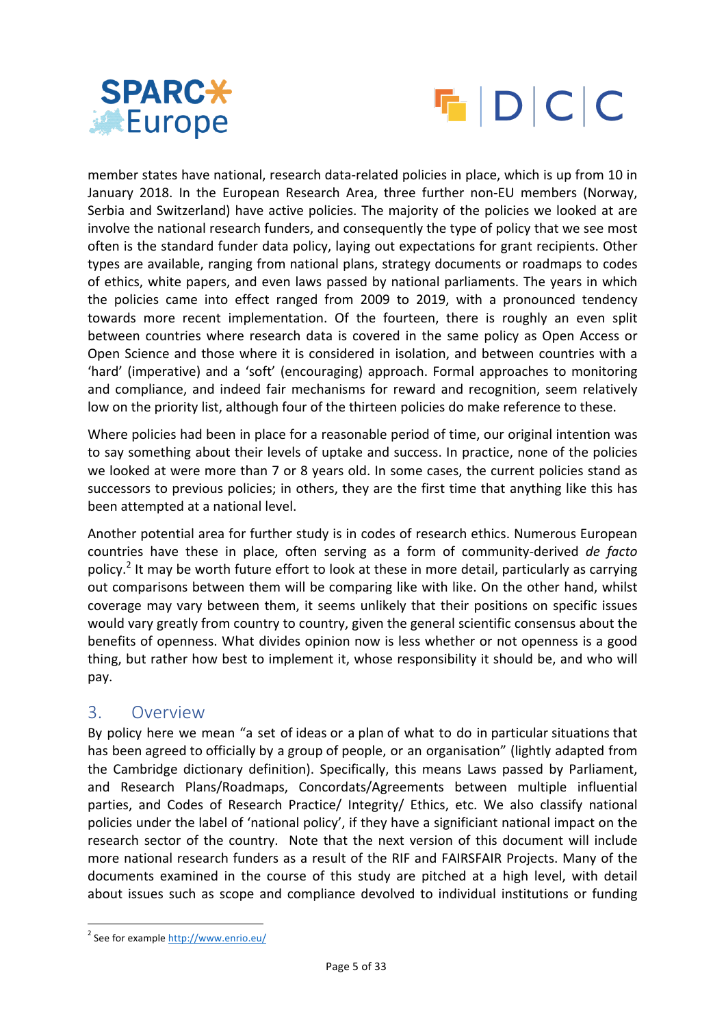member states have national, research data-related policies in place, which is up from 10 in January 2018. In the European Research Area, three further non-EU members (Norway, Serbia and Switzerland) have active policies. The majority of the policies we looked at are involve the national research funders, and consequently the type of policy that we see most often is the standard funder data policy, laying out expectations for grant recipients. Other types are available, ranging from national plans, strategy documents or roadmaps to codes of ethics, white papers, and even laws passed by national parliaments. The years in which the policies came into effect ranged from 2009 to 2019, with a pronounced tendency towards more recent implementation. Of the fourteen, there is roughly an even split between countries where research data is covered in the same policy as Open Access or Open Science and those where it is considered in isolation, and between countries with a 'hard' (imperative) and a 'soft' (encouraging) approach. Formal approaches to monitoring and compliance, and indeed fair mechanisms for reward and recognition, seem relatively low on the priority list, although four of the thirteen policies do make reference to these.

Where policies had been in place for a reasonable period of time, our original intention was to say something about their levels of uptake and success. In practice, none of the policies we looked at were more than 7 or 8 years old. In some cases, the current policies stand as successors to previous policies; in others, they are the first time that anything like this has been attempted at a national level.

Another potential area for further study is in codes of research ethics. Numerous European countries have these in place, often serving as a form of community-derived *de facto* policy.[2] It may be worth future effort to look at these in more detail, particularly as carrying out comparisons between them will be comparing like with like. On the other hand, whilst coverage may vary between them, it seems unlikely that their positions on specific issues would vary greatly from country to country, given the general scientific consensus about the benefits of openness. What divides opinion now is less whether or not openness is a good thing, but rather how best to implement it, whose responsibility it should be, and who will pay.

## 3. Overview

By policy here we mean "a set of ideas or a plan of what to do in particular situations that has been agreed to officially by a group of people, or an organisation" (lightly adapted from the Cambridge dictionary definition). Specifically, this means Laws passed by Parliament, and Research Plans/Roadmaps, Concordats/Agreements between multiple influential parties, and Codes of Research Practice/ Integrity/ Ethics, etc. We also classify national policies under the label of 'national policy', if they have a significiant national impact on the research sector of the country. Note that the next version of this document will include more national research funders as a result of the RIF and FAIRSFAIR Projects. Many of the documents examined in the course of this study are pitched at a high level, with detail about issues such as scope and compliance devolved to individual institutions or funding

[2] See for example http://www.enrio.eu/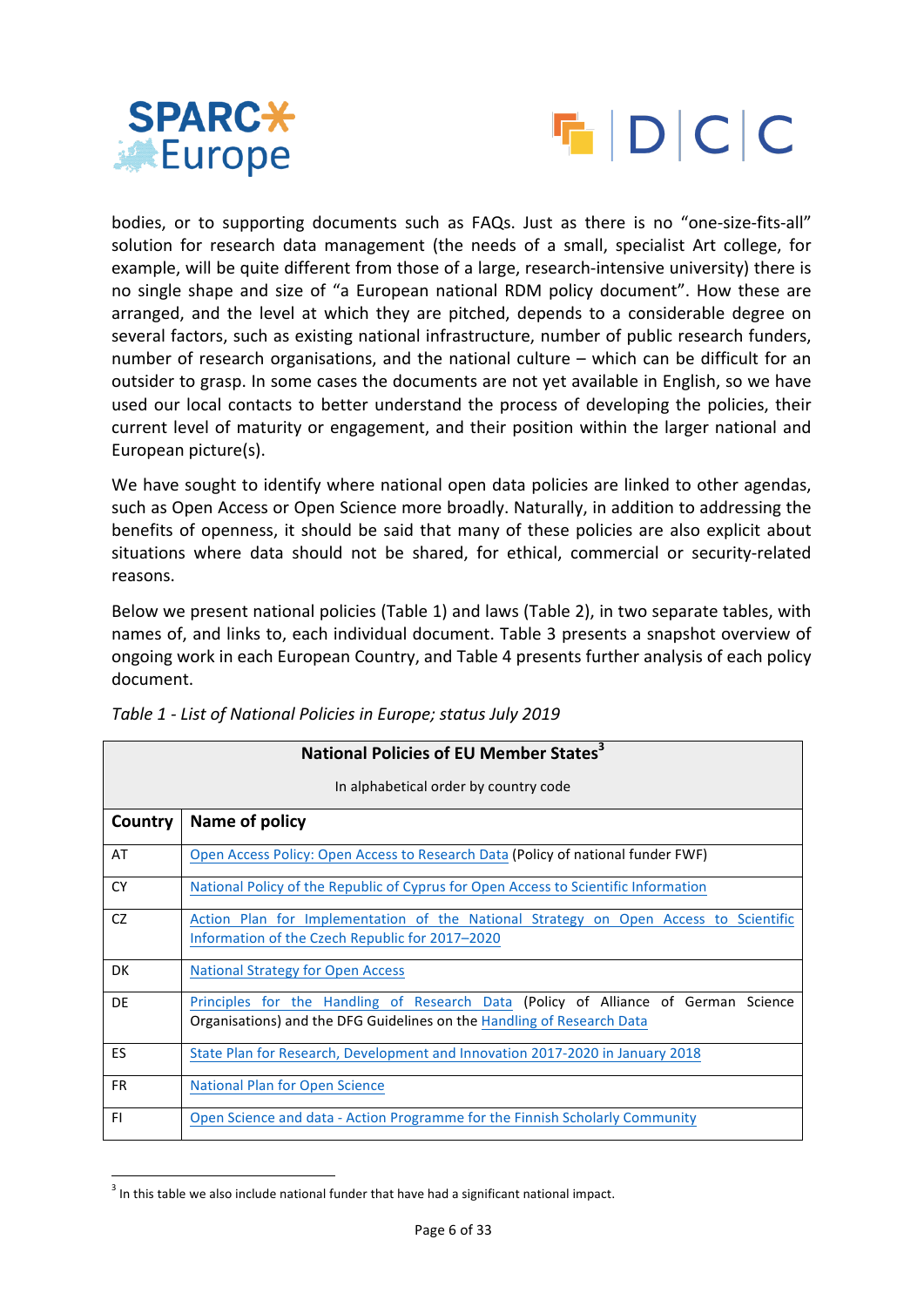bodies, or to supporting documents such as FAQs. Just as there is no "one-size-fits-all" solution for research data management (the needs of a small, specialist Art college, for example, will be quite different from those of a large, research-intensive university) there is no single shape and size of "a European national RDM policy document". How these are arranged, and the level at which they are pitched, depends to a considerable degree on several factors, such as existing national infrastructure, number of public research funders, number of research organisations, and the national culture – which can be difficult for an outsider to grasp. In some cases the documents are not yet available in English, so we have used our local contacts to better understand the process of developing the policies, their current level of maturity or engagement, and their position within the larger national and European picture(s).

We have sought to identify where national open data policies are linked to other agendas, such as Open Access or Open Science more broadly. Naturally, in addition to addressing the benefits of openness, it should be said that many of these policies are also explicit about situations where data should not be shared, for ethical, commercial or security-related reasons.

Below we present national policies (Table 1) and laws (Table 2), in two separate tables, with names of, and links to, each individual document. Table 3 presents a snapshot overview of ongoing work in each European Country, and Table 4 presents further analysis of each policy document.

*Table 1 - List of National Policies in Europe; status July 2019*

| **National Policies of EU Member States**[3]<br>In alphabetical order by country code | |
|---|---|
| **Country** | **Name of policy** |
| AT | Open Access Policy: Open Access to Research Data (Policy of national funder FWF) |
| CY | National Policy of the Republic of Cyprus for Open Access to Scientific Information |
| CZ | Action Plan for Implementation of the National Strategy on Open Access to Scientific Information of the Czech Republic for 2017–2020 |
| DK | National Strategy for Open Access |
| DE | Principles for the Handling of Research Data (Policy of Alliance of German Science Organisations) and the DFG Guidelines on the Handling of Research Data |
| ES | State Plan for Research, Development and Innovation 2017-2020 in January 2018 |
| FR | National Plan for Open Science |
| FI | Open Science and data - Action Programme for the Finnish Scholarly Community |

[3] In this table we also include national funder that have had a significant national impact.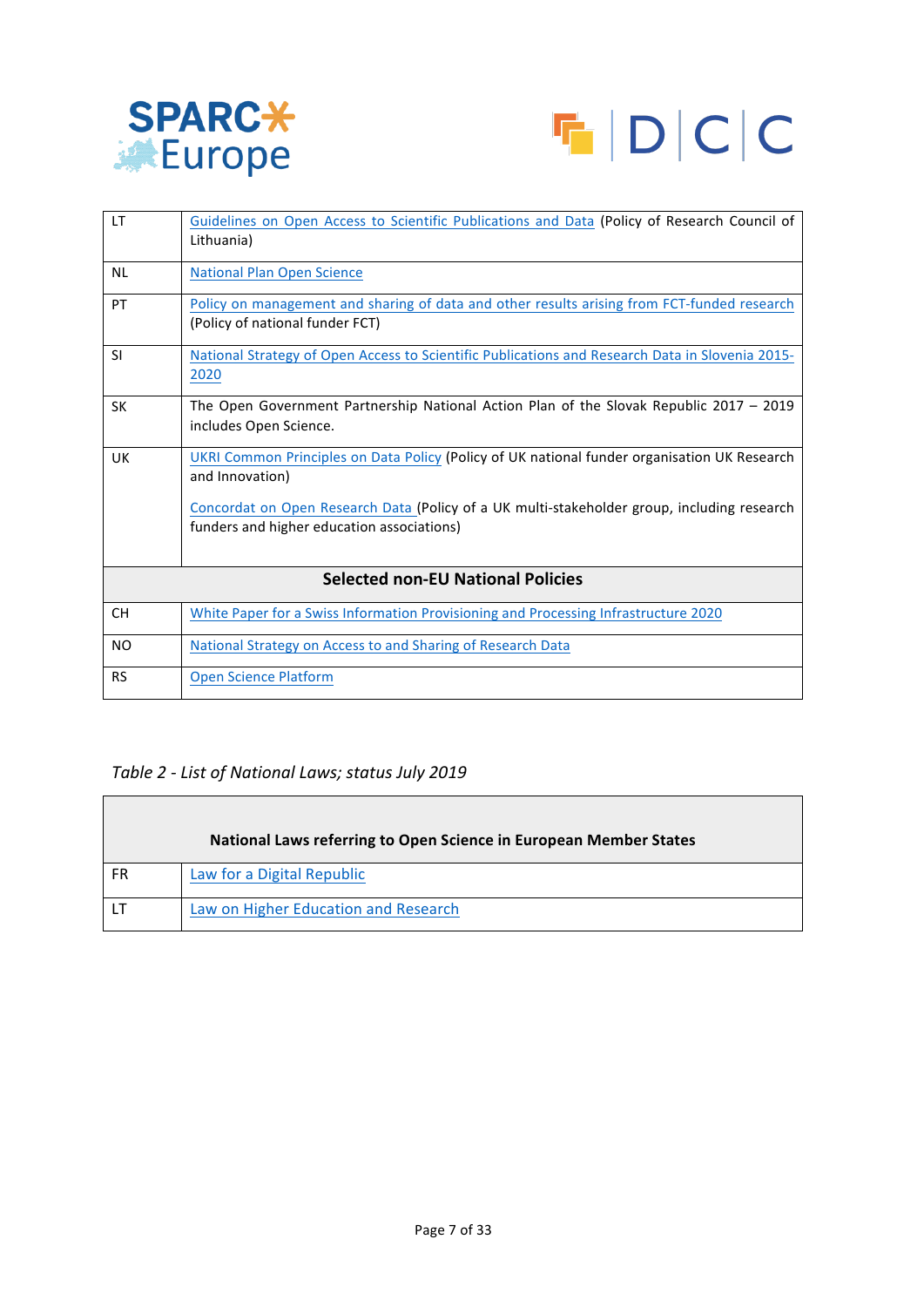| | |
|---|---|
| LT | Guidelines on Open Access to Scientific Publications and Data (Policy of Research Council of Lithuania) |
| NL | National Plan Open Science |
| PT | Policy on management and sharing of data and other results arising from FCT-funded research (Policy of national funder FCT) |
| SI | National Strategy of Open Access to Scientific Publications and Research Data in Slovenia 2015-2020 |
| SK | The Open Government Partnership National Action Plan of the Slovak Republic 2017 – 2019 includes Open Science. |
| UK | UKRI Common Principles on Data Policy (Policy of UK national funder organisation UK Research and Innovation)<br><br>Concordat on Open Research Data (Policy of a UK multi-stakeholder group, including research funders and higher education associations) |
| **Selected non-EU National Policies** | |
| CH | White Paper for a Swiss Information Provisioning and Processing Infrastructure 2020 |
| NO | National Strategy on Access to and Sharing of Research Data |
| RS | Open Science Platform |

*Table 2 - List of National Laws; status July 2019*

| **National Laws referring to Open Science in European Member States** | |
|---|---|
| FR | Law for a Digital Republic |
| LT | Law on Higher Education and Research |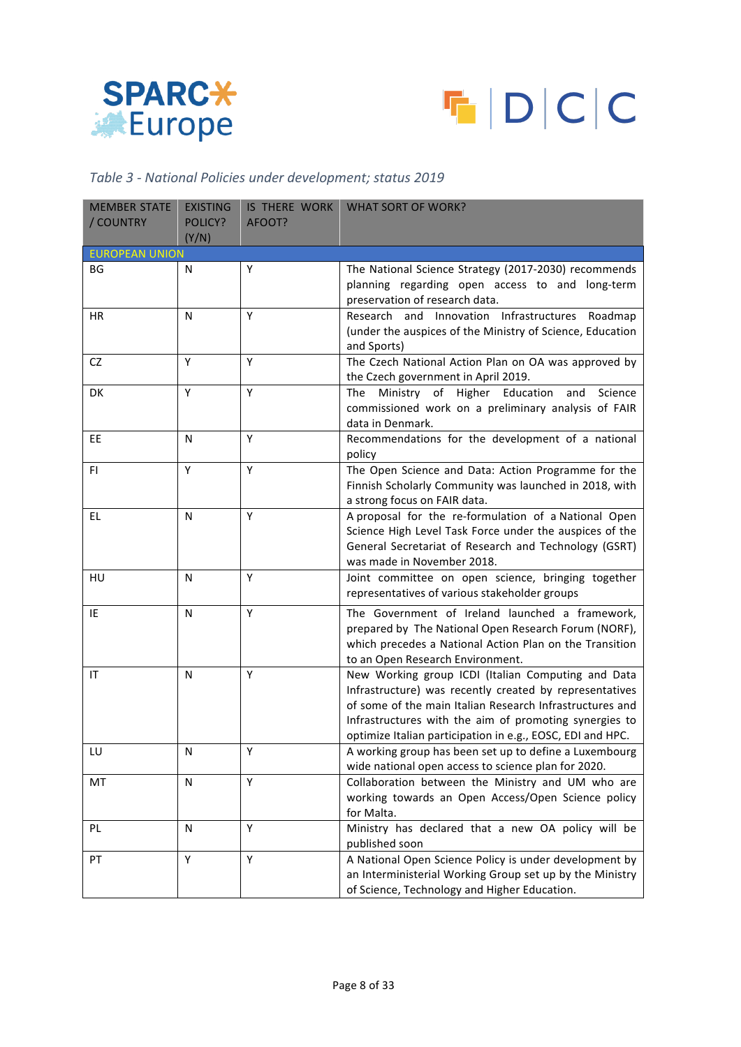*Table 3 - National Policies under development; status 2019*

| MEMBER STATE / COUNTRY | EXISTING POLICY? (Y/N) | IS THERE WORK AFOOT? | WHAT SORT OF WORK? |
|---|---|---|---|
| EUROPEAN UNION | | | |
| BG | N | Y | The National Science Strategy (2017-2030) recommends planning regarding open access to and long-term preservation of research data. |
| HR | N | Y | Research and Innovation Infrastructures Roadmap (under the auspices of the Ministry of Science, Education and Sports) |
| CZ | Y | Y | The Czech National Action Plan on OA was approved by the Czech government in April 2019. |
| DK | Y | Y | The Ministry of Higher Education and Science commissioned work on a preliminary analysis of FAIR data in Denmark. |
| EE | N | Y | Recommendations for the development of a national policy |
| FI | Y | Y | The Open Science and Data: Action Programme for the Finnish Scholarly Community was launched in 2018, with a strong focus on FAIR data. |
| EL | N | Y | A proposal for the re-formulation of a National Open Science High Level Task Force under the auspices of the General Secretariat of Research and Technology (GSRT) was made in November 2018. |
| HU | N | Y | Joint committee on open science, bringing together representatives of various stakeholder groups |
| IE | N | Y | The Government of Ireland launched a framework, prepared by The National Open Research Forum (NORF), which precedes a National Action Plan on the Transition to an Open Research Environment. |
| IT | N | Y | New Working group ICDI (Italian Computing and Data Infrastructure) was recently created by representatives of some of the main Italian Research Infrastructures and Infrastructures with the aim of promoting synergies to optimize Italian participation in e.g., EOSC, EDI and HPC. |
| LU | N | Y | A working group has been set up to define a Luxembourg wide national open access to science plan for 2020. |
| MT | N | Y | Collaboration between the Ministry and UM who are working towards an Open Access/Open Science policy for Malta. |
| PL | N | Y | Ministry has declared that a new OA policy will be published soon |
| PT | Y | Y | A National Open Science Policy is under development by an Interministerial Working Group set up by the Ministry of Science, Technology and Higher Education. |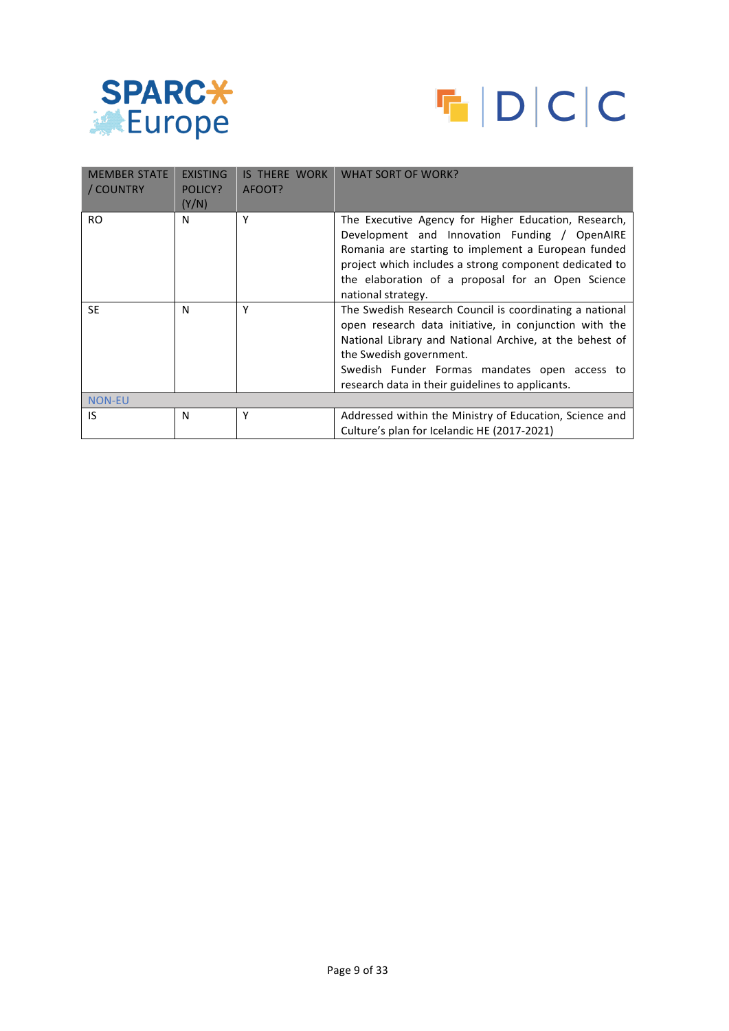| MEMBER STATE / COUNTRY | EXISTING POLICY? (Y/N) | IS THERE WORK AFOOT? | WHAT SORT OF WORK? |
|---|---|---|---|
| RO | N | Y | The Executive Agency for Higher Education, Research, Development and Innovation Funding / OpenAIRE Romania are starting to implement a European funded project which includes a strong component dedicated to the elaboration of a proposal for an Open Science national strategy. |
| SE | N | Y | The Swedish Research Council is coordinating a national open research data initiative, in conjunction with the National Library and National Archive, at the behest of the Swedish government.<br>Swedish Funder Formas mandates open access to research data in their guidelines to applicants. |
| NON-EU | | | |
| IS | N | Y | Addressed within the Ministry of Education, Science and Culture's plan for Icelandic HE (2017-2021) |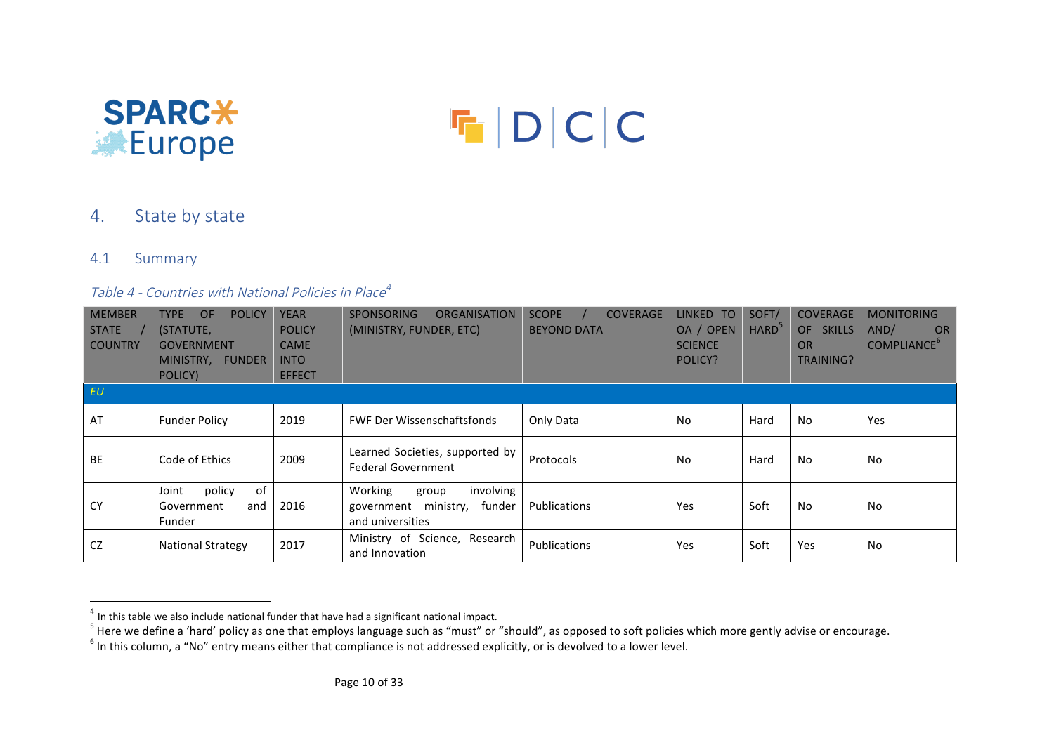## 4. State by state

### 4.1 Summary

*Table 4 - Countries with National Policies in Place*[4]

| MEMBER STATE / COUNTRY | TYPE OF POLICY (STATUTE, GOVERNMENT MINISTRY, FUNDER POLICY) | YEAR POLICY CAME INTO EFFECT | SPONSORING ORGANISATION (MINISTRY, FUNDER, ETC) | SCOPE / COVERAGE BEYOND DATA | LINKED TO OA / OPEN SCIENCE POLICY? | SOFT/ HARD[5] | COVERAGE OF SKILLS OR TRAINING? | MONITORING AND/ OR COMPLIANCE[6] |
|---|---|---|---|---|---|---|---|---|
| *EU* | | | | | | | | |
| AT | Funder Policy | 2019 | FWF Der Wissenschaftsfonds | Only Data | No | Hard | No | Yes |
| BE | Code of Ethics | 2009 | Learned Societies, supported by Federal Government | Protocols | No | Hard | No | No |
| CY | Joint policy of Government and Funder | 2016 | Working group involving government ministry, funder and universities | Publications | Yes | Soft | No | No |
| CZ | National Strategy | 2017 | Ministry of Science, Research and Innovation | Publications | Yes | Soft | Yes | No |

[4] In this table we also include national funder that have had a significant national impact.
[5] Here we define a 'hard' policy as one that employs language such as "must" or "should", as opposed to soft policies which more gently advise or encourage.
[6] In this column, a "No" entry means either that compliance is not addressed explicitly, or is devolved to a lower level.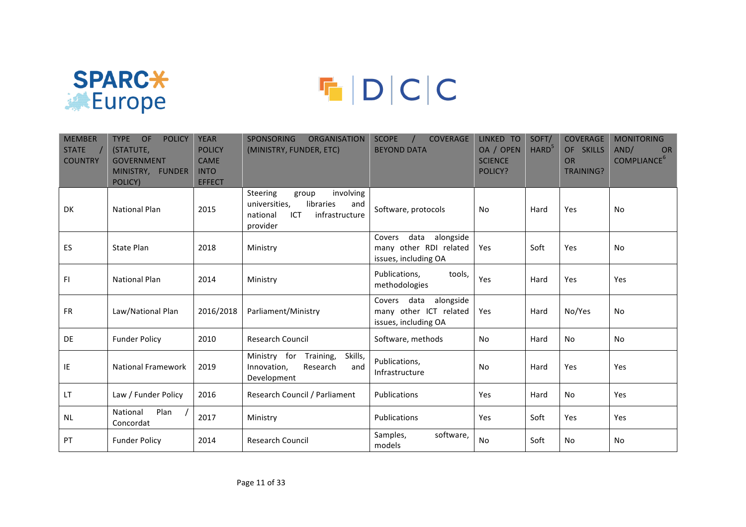| MEMBER STATE / COUNTRY | TYPE OF POLICY (STATUTE, GOVERNMENT MINISTRY, FUNDER POLICY) | YEAR POLICY CAME INTO EFFECT | SPONSORING ORGANISATION (MINISTRY, FUNDER, ETC) | SCOPE / COVERAGE BEYOND DATA | LINKED TO OA / OPEN SCIENCE POLICY? | SOFT/ HARD[5] | COVERAGE OF SKILLS OR TRAINING? | MONITORING AND/ OR COMPLIANCE[6] |
|---|---|---|---|---|---|---|---|---|
| DK | National Plan | 2015 | Steering group involving universities, libraries and national ICT infrastructure provider | Software, protocols | No | Hard | Yes | No |
| ES | State Plan | 2018 | Ministry | Covers data alongside many other RDI related issues, including OA | Yes | Soft | Yes | No |
| FI | National Plan | 2014 | Ministry | Publications, tools, methodologies | Yes | Hard | Yes | Yes |
| FR | Law/National Plan | 2016/2018 | Parliament/Ministry | Covers data alongside many other ICT related issues, including OA | Yes | Hard | No/Yes | No |
| DE | Funder Policy | 2010 | Research Council | Software, methods | No | Hard | No | No |
| IE | National Framework | 2019 | Ministry for Training, Skills, Innovation, Research and Development | Publications, Infrastructure | No | Hard | Yes | Yes |
| LT | Law / Funder Policy | 2016 | Research Council / Parliament | Publications | Yes | Hard | No | Yes |
| NL | National Plan / Concordat | 2017 | Ministry | Publications | Yes | Soft | Yes | Yes |
| PT | Funder Policy | 2014 | Research Council | Samples, software, models | No | Soft | No | No |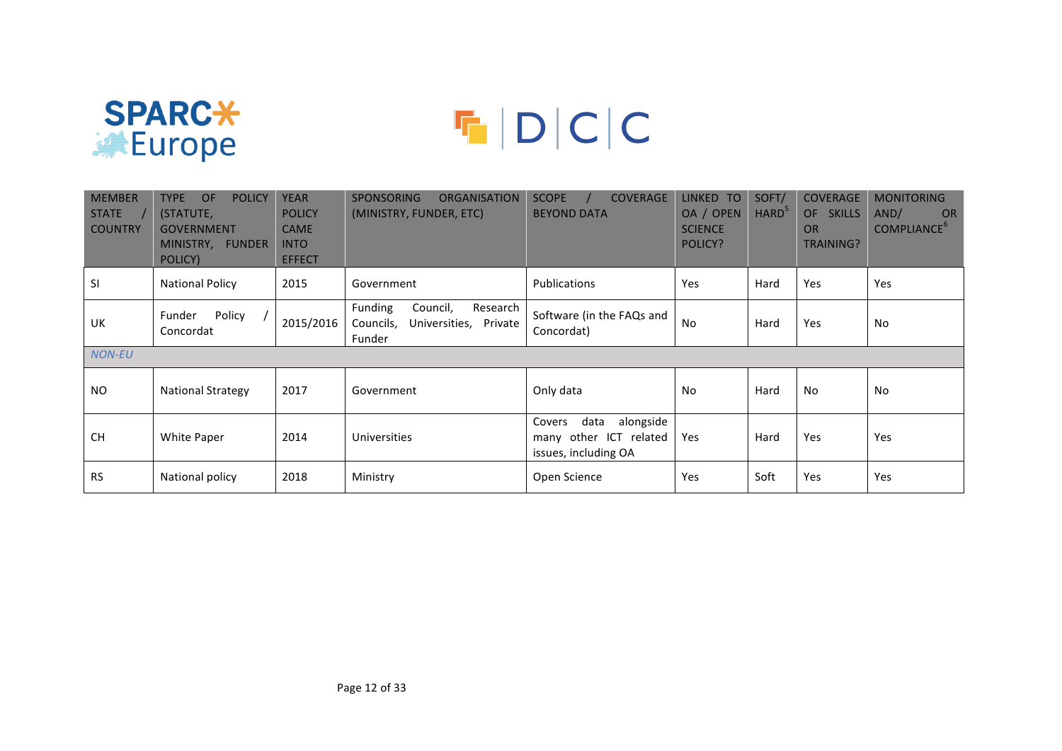| MEMBER STATE / COUNTRY | TYPE OF POLICY (STATUTE, GOVERNMENT MINISTRY, FUNDER POLICY) | YEAR POLICY CAME INTO EFFECT | SPONSORING ORGANISATION (MINISTRY, FUNDER, ETC) | SCOPE / COVERAGE BEYOND DATA | LINKED TO OA / OPEN SCIENCE POLICY? | SOFT/ HARD[5] | COVERAGE OF SKILLS OR TRAINING? | MONITORING AND/ OR COMPLIANCE[6] |
|---|---|---|---|---|---|---|---|---|
| SI | National Policy | 2015 | Government | Publications | Yes | Hard | Yes | Yes |
| UK | Funder Policy / Concordat | 2015/2016 | Funding Council, Research Councils, Universities, Private Funder | Software (in the FAQs and Concordat) | No | Hard | Yes | No |
| *NON-EU* | | | | | | | | |
| NO | National Strategy | 2017 | Government | Only data | No | Hard | No | No |
| CH | White Paper | 2014 | Universities | Covers data alongside many other ICT related issues, including OA | Yes | Hard | Yes | Yes |
| RS | National policy | 2018 | Ministry | Open Science | Yes | Soft | Yes | Yes |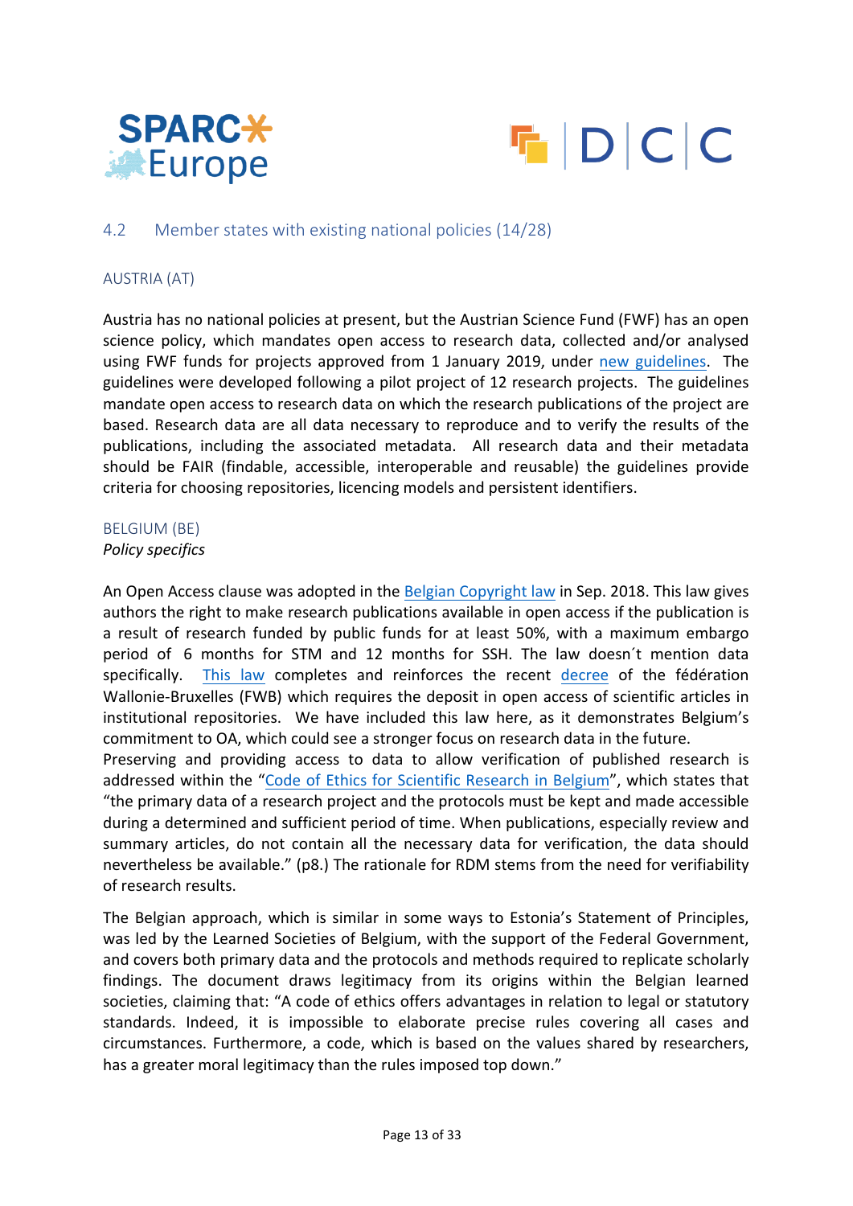## 4.2 Member states with existing national policies (14/28)

### AUSTRIA (AT)

Austria has no national policies at present, but the Austrian Science Fund (FWF) has an open science policy, which mandates open access to research data, collected and/or analysed using FWF funds for projects approved from 1 January 2019, under new guidelines. The guidelines were developed following a pilot project of 12 research projects. The guidelines mandate open access to research data on which the research publications of the project are based. Research data are all data necessary to reproduce and to verify the results of the publications, including the associated metadata. All research data and their metadata should be FAIR (findable, accessible, interoperable and reusable) the guidelines provide criteria for choosing repositories, licencing models and persistent identifiers.

### BELGIUM (BE)

*Policy specifics*

An Open Access clause was adopted in the Belgian Copyright law in Sep. 2018. This law gives authors the right to make research publications available in open access if the publication is a result of research funded by public funds for at least 50%, with a maximum embargo period of 6 months for STM and 12 months for SSH. The law doesn´t mention data specifically. This law completes and reinforces the recent decree of the fédération Wallonie-Bruxelles (FWB) which requires the deposit in open access of scientific articles in institutional repositories. We have included this law here, as it demonstrates Belgium's commitment to OA, which could see a stronger focus on research data in the future.
Preserving and providing access to data to allow verification of published research is addressed within the "Code of Ethics for Scientific Research in Belgium", which states that "the primary data of a research project and the protocols must be kept and made accessible during a determined and sufficient period of time. When publications, especially review and summary articles, do not contain all the necessary data for verification, the data should nevertheless be available." (p8.) The rationale for RDM stems from the need for verifiability of research results.

The Belgian approach, which is similar in some ways to Estonia's Statement of Principles, was led by the Learned Societies of Belgium, with the support of the Federal Government, and covers both primary data and the protocols and methods required to replicate scholarly findings. The document draws legitimacy from its origins within the Belgian learned societies, claiming that: "A code of ethics offers advantages in relation to legal or statutory standards. Indeed, it is impossible to elaborate precise rules covering all cases and circumstances. Furthermore, a code, which is based on the values shared by researchers, has a greater moral legitimacy than the rules imposed top down."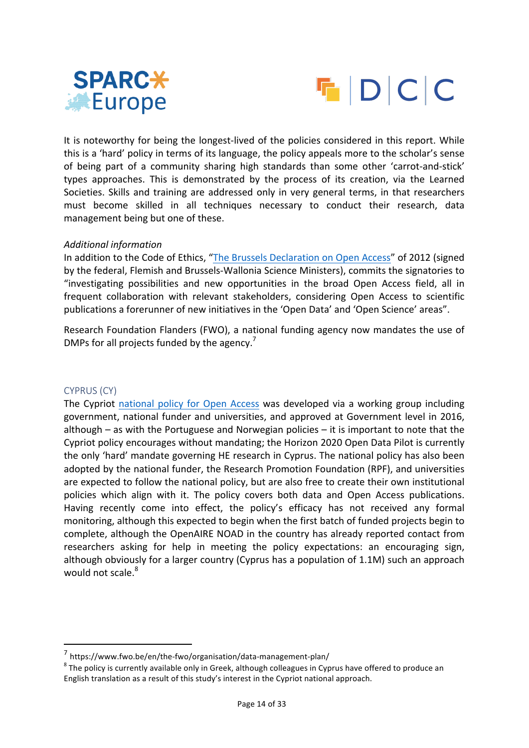It is noteworthy for being the longest-lived of the policies considered in this report. While this is a 'hard' policy in terms of its language, the policy appeals more to the scholar's sense of being part of a community sharing high standards than some other 'carrot-and-stick' types approaches. This is demonstrated by the process of its creation, via the Learned Societies. Skills and training are addressed only in very general terms, in that researchers must become skilled in all techniques necessary to conduct their research, data management being but one of these.

*Additional information*

In addition to the Code of Ethics, "The Brussels Declaration on Open Access" of 2012 (signed by the federal, Flemish and Brussels-Wallonia Science Ministers), commits the signatories to "investigating possibilities and new opportunities in the broad Open Access field, all in frequent collaboration with relevant stakeholders, considering Open Access to scientific publications a forerunner of new initiatives in the 'Open Data' and 'Open Science' areas".

Research Foundation Flanders (FWO), a national funding agency now mandates the use of DMPs for all projects funded by the agency.[7]

### CYPRUS (CY)

The Cypriot national policy for Open Access was developed via a working group including government, national funder and universities, and approved at Government level in 2016, although – as with the Portuguese and Norwegian policies – it is important to note that the Cypriot policy encourages without mandating; the Horizon 2020 Open Data Pilot is currently the only 'hard' mandate governing HE research in Cyprus. The national policy has also been adopted by the national funder, the Research Promotion Foundation (RPF), and universities are expected to follow the national policy, but are also free to create their own institutional policies which align with it. The policy covers both data and Open Access publications. Having recently come into effect, the policy's efficacy has not received any formal monitoring, although this expected to begin when the first batch of funded projects begin to complete, although the OpenAIRE NOAD in the country has already reported contact from researchers asking for help in meeting the policy expectations: an encouraging sign, although obviously for a larger country (Cyprus has a population of 1.1M) such an approach would not scale.[8]

---

[7] https://www.fwo.be/en/the-fwo/organisation/data-management-plan/

[8] The policy is currently available only in Greek, although colleagues in Cyprus have offered to produce an English translation as a result of this study's interest in the Cypriot national approach.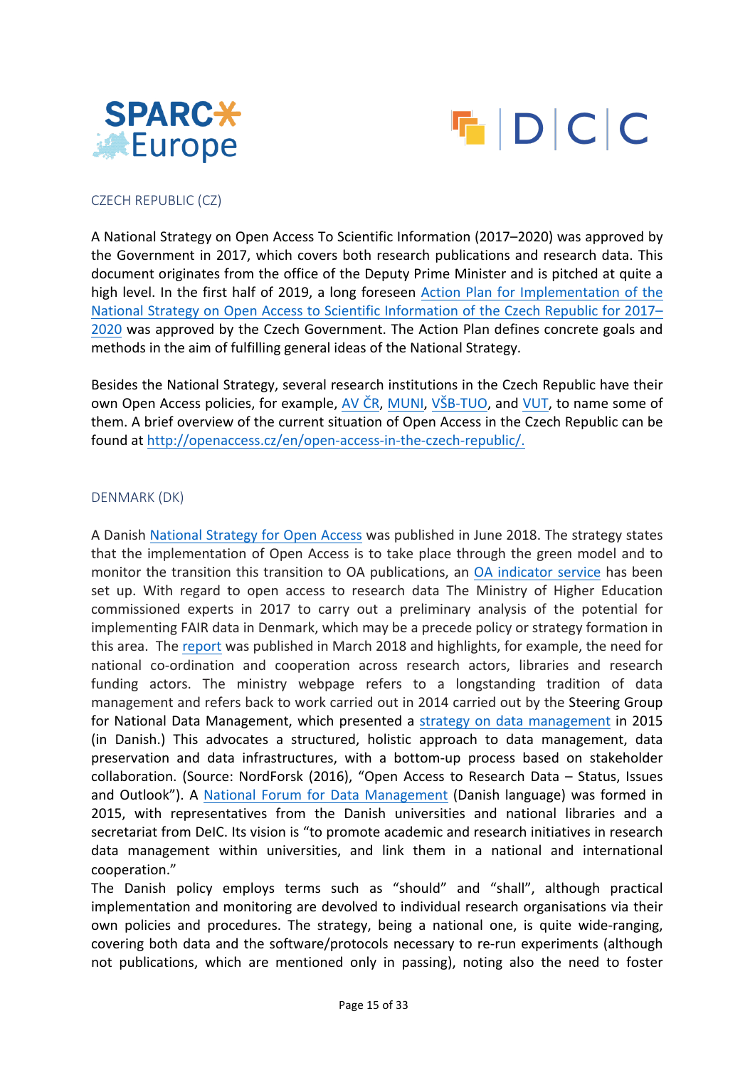## CZECH REPUBLIC (CZ)

A National Strategy on Open Access To Scientific Information (2017–2020) was approved by the Government in 2017, which covers both research publications and research data. This document originates from the office of the Deputy Prime Minister and is pitched at quite a high level. In the first half of 2019, a long foreseen Action Plan for Implementation of the National Strategy on Open Access to Scientific Information of the Czech Republic for 2017–2020 was approved by the Czech Government. The Action Plan defines concrete goals and methods in the aim of fulfilling general ideas of the National Strategy.

Besides the National Strategy, several research institutions in the Czech Republic have their own Open Access policies, for example, AV ČR, MUNI, VŠB-TUO, and VUT, to name some of them. A brief overview of the current situation of Open Access in the Czech Republic can be found at http://openaccess.cz/en/open-access-in-the-czech-republic/.

## DENMARK (DK)

A Danish National Strategy for Open Access was published in June 2018. The strategy states that the implementation of Open Access is to take place through the green model and to monitor the transition this transition to OA publications, an OA indicator service has been set up. With regard to open access to research data The Ministry of Higher Education commissioned experts in 2017 to carry out a preliminary analysis of the potential for implementing FAIR data in Denmark, which may be a precede policy or strategy formation in this area. The report was published in March 2018 and highlights, for example, the need for national co-ordination and cooperation across research actors, libraries and research funding actors. The ministry webpage refers to a longstanding tradition of data management and refers back to work carried out in 2014 carried out by the Steering Group for National Data Management, which presented a strategy on data management in 2015 (in Danish.) This advocates a structured, holistic approach to data management, data preservation and data infrastructures, with a bottom-up process based on stakeholder collaboration. (Source: NordForsk (2016), "Open Access to Research Data – Status, Issues and Outlook"). A National Forum for Data Management (Danish language) was formed in 2015, with representatives from the Danish universities and national libraries and a secretariat from DeIC. Its vision is "to promote academic and research initiatives in research data management within universities, and link them in a national and international cooperation."

The Danish policy employs terms such as "should" and "shall", although practical implementation and monitoring are devolved to individual research organisations via their own policies and procedures. The strategy, being a national one, is quite wide-ranging, covering both data and the software/protocols necessary to re-run experiments (although not publications, which are mentioned only in passing), noting also the need to foster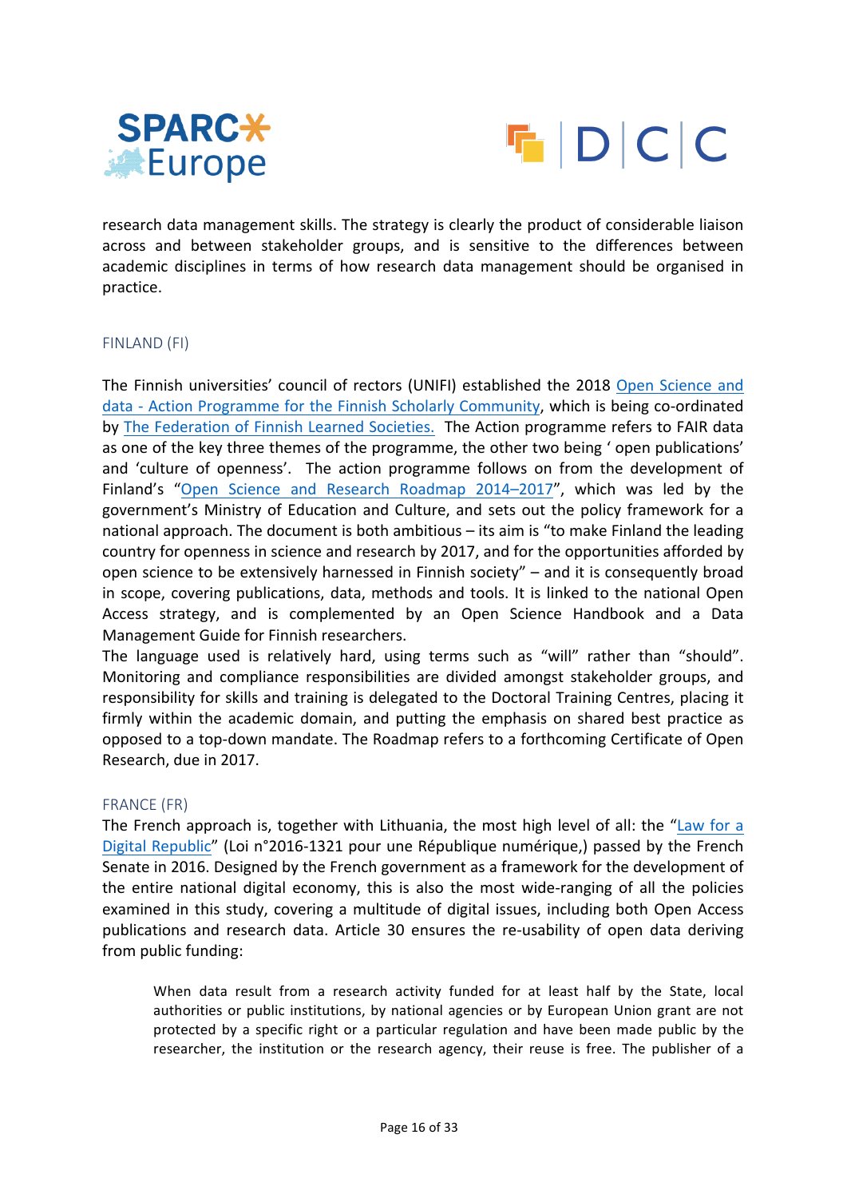research data management skills. The strategy is clearly the product of considerable liaison across and between stakeholder groups, and is sensitive to the differences between academic disciplines in terms of how research data management should be organised in practice.

### FINLAND (FI)

The Finnish universities' council of rectors (UNIFI) established the 2018 [Open Science and data - Action Programme for the Finnish Scholarly Community](), which is being co-ordinated by [The Federation of Finnish Learned Societies.]() The Action programme refers to FAIR data as one of the key three themes of the programme, the other two being ' open publications' and 'culture of openness'. The action programme follows on from the development of Finland's "[Open Science and Research Roadmap 2014–2017]()", which was led by the government's Ministry of Education and Culture, and sets out the policy framework for a national approach. The document is both ambitious – its aim is "to make Finland the leading country for openness in science and research by 2017, and for the opportunities afforded by open science to be extensively harnessed in Finnish society" – and it is consequently broad in scope, covering publications, data, methods and tools. It is linked to the national Open Access strategy, and is complemented by an Open Science Handbook and a Data Management Guide for Finnish researchers.

The language used is relatively hard, using terms such as "will" rather than "should". Monitoring and compliance responsibilities are divided amongst stakeholder groups, and responsibility for skills and training is delegated to the Doctoral Training Centres, placing it firmly within the academic domain, and putting the emphasis on shared best practice as opposed to a top-down mandate. The Roadmap refers to a forthcoming Certificate of Open Research, due in 2017.

### FRANCE (FR)

The French approach is, together with Lithuania, the most high level of all: the "[Law for a Digital Republic]()" (Loi n°2016-1321 pour une République numérique,) passed by the French Senate in 2016. Designed by the French government as a framework for the development of the entire national digital economy, this is also the most wide-ranging of all the policies examined in this study, covering a multitude of digital issues, including both Open Access publications and research data. Article 30 ensures the re-usability of open data deriving from public funding:

> When data result from a research activity funded for at least half by the State, local authorities or public institutions, by national agencies or by European Union grant are not protected by a specific right or a particular regulation and have been made public by the researcher, the institution or the research agency, their reuse is free. The publisher of a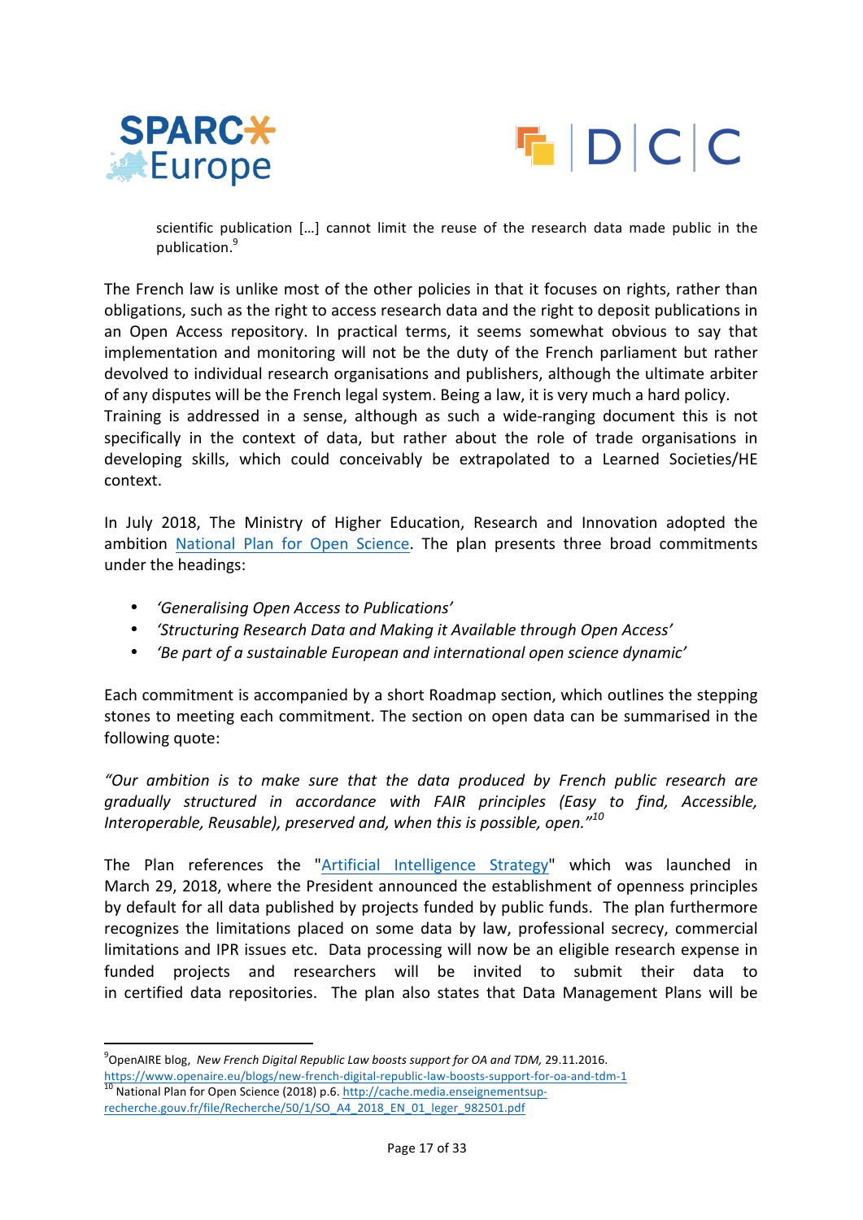scientific publication […] cannot limit the reuse of the research data made public in the publication.[9]

The French law is unlike most of the other policies in that it focuses on rights, rather than obligations, such as the right to access research data and the right to deposit publications in an Open Access repository. In practical terms, it seems somewhat obvious to say that implementation and monitoring will not be the duty of the French parliament but rather devolved to individual research organisations and publishers, although the ultimate arbiter of any disputes will be the French legal system. Being a law, it is very much a hard policy. Training is addressed in a sense, although as such a wide-ranging document this is not specifically in the context of data, but rather about the role of trade organisations in developing skills, which could conceivably be extrapolated to a Learned Societies/HE context.

In July 2018, The Ministry of Higher Education, Research and Innovation adopted the ambition [National Plan for Open Science](). The plan presents three broad commitments under the headings:

- *'Generalising Open Access to Publications'*
- *'Structuring Research Data and Making it Available through Open Access'*
- *'Be part of a sustainable European and international open science dynamic'*

Each commitment is accompanied by a short Roadmap section, which outlines the stepping stones to meeting each commitment. The section on open data can be summarised in the following quote:

*"Our ambition is to make sure that the data produced by French public research are gradually structured in accordance with FAIR principles (Easy to find, Accessible, Interoperable, Reusable), preserved and, when this is possible, open."*[10]

The Plan references the "[Artificial Intelligence Strategy]()" which was launched in March 29, 2018, where the President announced the establishment of openness principles by default for all data published by projects funded by public funds. The plan furthermore recognizes the limitations placed on some data by law, professional secrecy, commercial limitations and IPR issues etc. Data processing will now be an eligible research expense in funded projects and researchers will be invited to submit their data to in certified data repositories. The plan also states that Data Management Plans will be

---

[9] OpenAIRE blog, *New French Digital Republic Law boosts support for OA and TDM,* 29.11.2016. https://www.openaire.eu/blogs/new-french-digital-republic-law-boosts-support-for-oa-and-tdm-1

[10] National Plan for Open Science (2018) p.6. http://cache.media.enseignementsup-recherche.gouv.fr/file/Recherche/50/1/SO_A4_2018_EN_01_leger_982501.pdf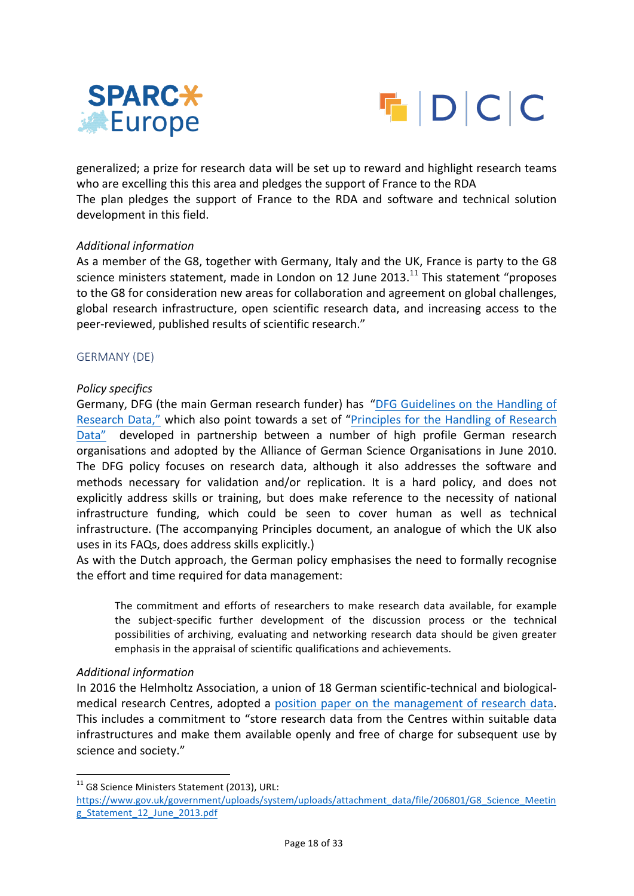generalized; a prize for research data will be set up to reward and highlight research teams who are excelling this this area and pledges the support of France to the RDA
The plan pledges the support of France to the RDA and software and technical solution development in this field.

*Additional information*

As a member of the G8, together with Germany, Italy and the UK, France is party to the G8 science ministers statement, made in London on 12 June 2013.[11] This statement "proposes to the G8 for consideration new areas for collaboration and agreement on global challenges, global research infrastructure, open scientific research data, and increasing access to the peer-reviewed, published results of scientific research."

### GERMANY (DE)

*Policy specifics*

Germany, DFG (the main German research funder) has "DFG Guidelines on the Handling of Research Data," which also point towards a set of "Principles for the Handling of Research Data" developed in partnership between a number of high profile German research organisations and adopted by the Alliance of German Science Organisations in June 2010. The DFG policy focuses on research data, although it also addresses the software and methods necessary for validation and/or replication. It is a hard policy, and does not explicitly address skills or training, but does make reference to the necessity of national infrastructure funding, which could be seen to cover human as well as technical infrastructure. (The accompanying Principles document, an analogue of which the UK also uses in its FAQs, does address skills explicitly.)
As with the Dutch approach, the German policy emphasises the need to formally recognise the effort and time required for data management:

> The commitment and efforts of researchers to make research data available, for example the subject-specific further development of the discussion process or the technical possibilities of archiving, evaluating and networking research data should be given greater emphasis in the appraisal of scientific qualifications and achievements.

*Additional information*

In 2016 the Helmholtz Association, a union of 18 German scientific-technical and biological-medical research Centres, adopted a position paper on the management of research data. This includes a commitment to "store research data from the Centres within suitable data infrastructures and make them available openly and free of charge for subsequent use by science and society."

---

[11] G8 Science Ministers Statement (2013), URL: https://www.gov.uk/government/uploads/system/uploads/attachment_data/file/206801/G8_Science_Meeting_Statement_12_June_2013.pdf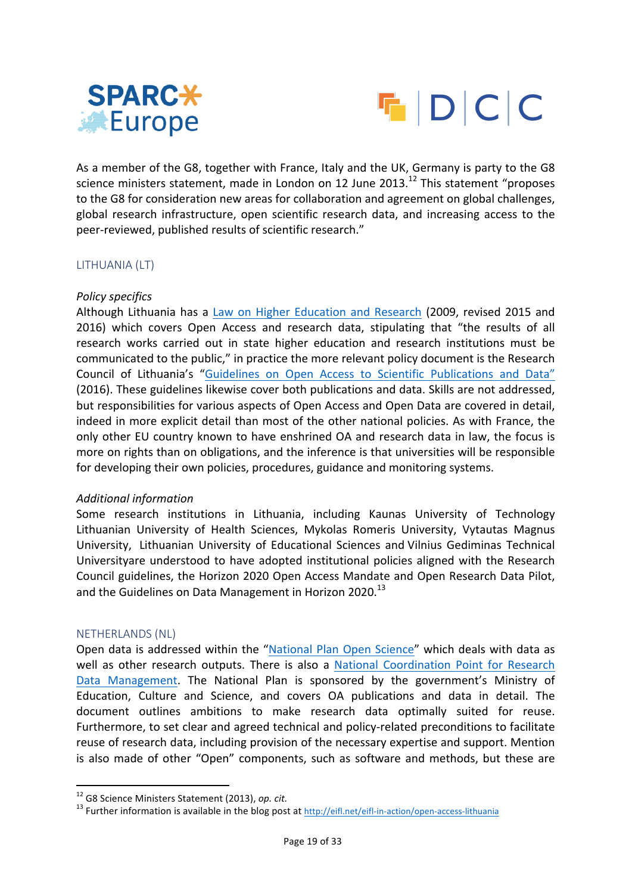As a member of the G8, together with France, Italy and the UK, Germany is party to the G8 science ministers statement, made in London on 12 June 2013.[12] This statement "proposes to the G8 for consideration new areas for collaboration and agreement on global challenges, global research infrastructure, open scientific research data, and increasing access to the peer-reviewed, published results of scientific research."

## LITHUANIA (LT)

*Policy specifics*

Although Lithuania has a Law on Higher Education and Research (2009, revised 2015 and 2016) which covers Open Access and research data, stipulating that "the results of all research works carried out in state higher education and research institutions must be communicated to the public," in practice the more relevant policy document is the Research Council of Lithuania's "Guidelines on Open Access to Scientific Publications and Data" (2016). These guidelines likewise cover both publications and data. Skills are not addressed, but responsibilities for various aspects of Open Access and Open Data are covered in detail, indeed in more explicit detail than most of the other national policies. As with France, the only other EU country known to have enshrined OA and research data in law, the focus is more on rights than on obligations, and the inference is that universities will be responsible for developing their own policies, procedures, guidance and monitoring systems.

*Additional information*

Some research institutions in Lithuania, including Kaunas University of Technology Lithuanian University of Health Sciences, Mykolas Romeris University, Vytautas Magnus University, Lithuanian University of Educational Sciences and Vilnius Gediminas Technical Universityare understood to have adopted institutional policies aligned with the Research Council guidelines, the Horizon 2020 Open Access Mandate and Open Research Data Pilot, and the Guidelines on Data Management in Horizon 2020.[13]

## NETHERLANDS (NL)

Open data is addressed within the "National Plan Open Science" which deals with data as well as other research outputs. There is also a National Coordination Point for Research Data Management. The National Plan is sponsored by the government's Ministry of Education, Culture and Science, and covers OA publications and data in detail. The document outlines ambitions to make research data optimally suited for reuse. Furthermore, to set clear and agreed technical and policy-related preconditions to facilitate reuse of research data, including provision of the necessary expertise and support. Mention is also made of other "Open" components, such as software and methods, but these are

[12] G8 Science Ministers Statement (2013), *op. cit.*

[13] Further information is available in the blog post at http://eifl.net/eifl-in-action/open-access-lithuania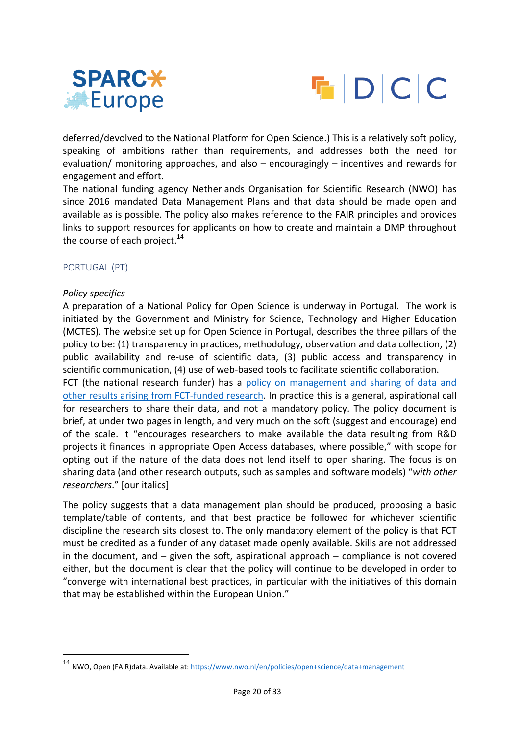deferred/devolved to the National Platform for Open Science.) This is a relatively soft policy, speaking of ambitions rather than requirements, and addresses both the need for evaluation/ monitoring approaches, and also – encouragingly – incentives and rewards for engagement and effort.

The national funding agency Netherlands Organisation for Scientific Research (NWO) has since 2016 mandated Data Management Plans and that data should be made open and available as is possible. The policy also makes reference to the FAIR principles and provides links to support resources for applicants on how to create and maintain a DMP throughout the course of each project.[14]

## PORTUGAL (PT)

*Policy specifics*

A preparation of a National Policy for Open Science is underway in Portugal. The work is initiated by the Government and Ministry for Science, Technology and Higher Education (MCTES). The website set up for Open Science in Portugal, describes the three pillars of the policy to be: (1) transparency in practices, methodology, observation and data collection, (2) public availability and re-use of scientific data, (3) public access and transparency in scientific communication, (4) use of web-based tools to facilitate scientific collaboration.

FCT (the national research funder) has a policy on management and sharing of data and other results arising from FCT-funded research. In practice this is a general, aspirational call for researchers to share their data, and not a mandatory policy. The policy document is brief, at under two pages in length, and very much on the soft (suggest and encourage) end of the scale. It "encourages researchers to make available the data resulting from R&D projects it finances in appropriate Open Access databases, where possible," with scope for opting out if the nature of the data does not lend itself to open sharing. The focus is on sharing data (and other research outputs, such as samples and software models) "*with other researchers*." [our italics]

The policy suggests that a data management plan should be produced, proposing a basic template/table of contents, and that best practice be followed for whichever scientific discipline the research sits closest to. The only mandatory element of the policy is that FCT must be credited as a funder of any dataset made openly available. Skills are not addressed in the document, and – given the soft, aspirational approach – compliance is not covered either, but the document is clear that the policy will continue to be developed in order to "converge with international best practices, in particular with the initiatives of this domain that may be established within the European Union."

---

[14] NWO, Open (FAIR)data. Available at: https://www.nwo.nl/en/policies/open+science/data+management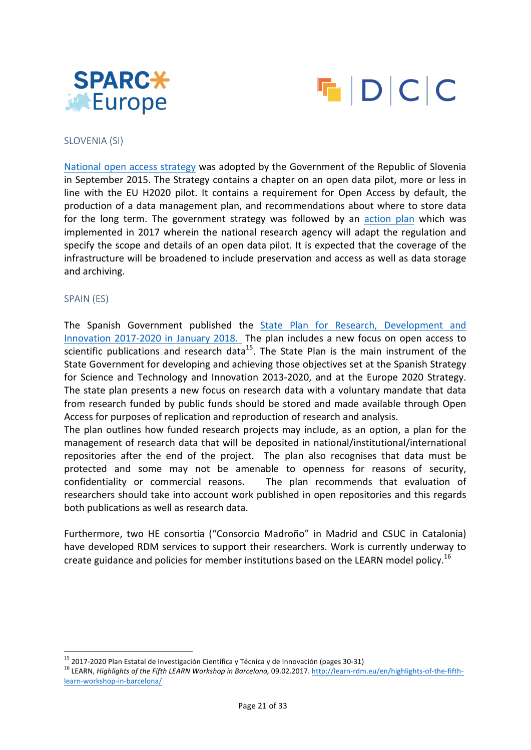## SLOVENIA (SI)

National open access strategy was adopted by the Government of the Republic of Slovenia in September 2015. The Strategy contains a chapter on an open data pilot, more or less in line with the EU H2020 pilot. It contains a requirement for Open Access by default, the production of a data management plan, and recommendations about where to store data for the long term. The government strategy was followed by an action plan which was implemented in 2017 wherein the national research agency will adapt the regulation and specify the scope and details of an open data pilot. It is expected that the coverage of the infrastructure will be broadened to include preservation and access as well as data storage and archiving.

## SPAIN (ES)

The Spanish Government published the State Plan for Research, Development and Innovation 2017-2020 in January 2018. The plan includes a new focus on open access to scientific publications and research data[15]. The State Plan is the main instrument of the State Government for developing and achieving those objectives set at the Spanish Strategy for Science and Technology and Innovation 2013-2020, and at the Europe 2020 Strategy. The state plan presents a new focus on research data with a voluntary mandate that data from research funded by public funds should be stored and made available through Open Access for purposes of replication and reproduction of research and analysis.
The plan outlines how funded research projects may include, as an option, a plan for the management of research data that will be deposited in national/institutional/international repositories after the end of the project. The plan also recognises that data must be protected and some may not be amenable to openness for reasons of security, confidentiality or commercial reasons. The plan recommends that evaluation of researchers should take into account work published in open repositories and this regards both publications as well as research data.

Furthermore, two HE consortia ("Consorcio Madroño" in Madrid and CSUC in Catalonia) have developed RDM services to support their researchers. Work is currently underway to create guidance and policies for member institutions based on the LEARN model policy.[16]

---

[15] 2017-2020 Plan Estatal de Investigación Científica y Técnica y de Innovación (pages 30-31)

[16] LEARN, *Highlights of the Fifth LEARN Workshop in Barcelona,* 09.02.2017. http://learn-rdm.eu/en/highlights-of-the-fifth-learn-workshop-in-barcelona/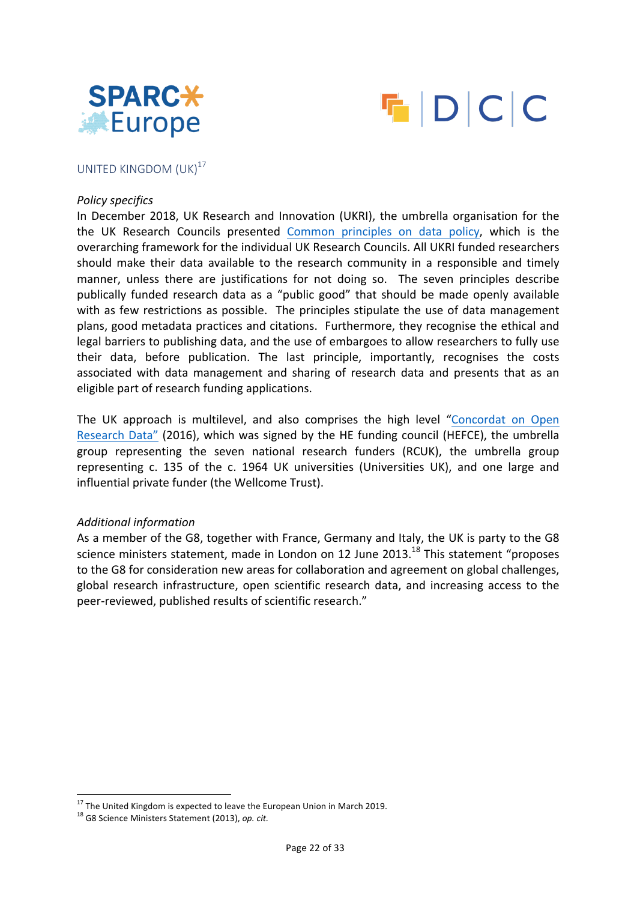## UNITED KINGDOM (UK)[17]

*Policy specifics*

In December 2018, UK Research and Innovation (UKRI), the umbrella organisation for the the UK Research Councils presented Common principles on data policy, which is the overarching framework for the individual UK Research Councils. All UKRI funded researchers should make their data available to the research community in a responsible and timely manner, unless there are justifications for not doing so. The seven principles describe publically funded research data as a "public good" that should be made openly available with as few restrictions as possible. The principles stipulate the use of data management plans, good metadata practices and citations. Furthermore, they recognise the ethical and legal barriers to publishing data, and the use of embargoes to allow researchers to fully use their data, before publication. The last principle, importantly, recognises the costs associated with data management and sharing of research data and presents that as an eligible part of research funding applications.

The UK approach is multilevel, and also comprises the high level "Concordat on Open Research Data" (2016), which was signed by the HE funding council (HEFCE), the umbrella group representing the seven national research funders (RCUK), the umbrella group representing c. 135 of the c. 1964 UK universities (Universities UK), and one large and influential private funder (the Wellcome Trust).

*Additional information*

As a member of the G8, together with France, Germany and Italy, the UK is party to the G8 science ministers statement, made in London on 12 June 2013.[18] This statement "proposes to the G8 for consideration new areas for collaboration and agreement on global challenges, global research infrastructure, open scientific research data, and increasing access to the peer-reviewed, published results of scientific research."

---

[17] The United Kingdom is expected to leave the European Union in March 2019.

[18] G8 Science Ministers Statement (2013), *op. cit.*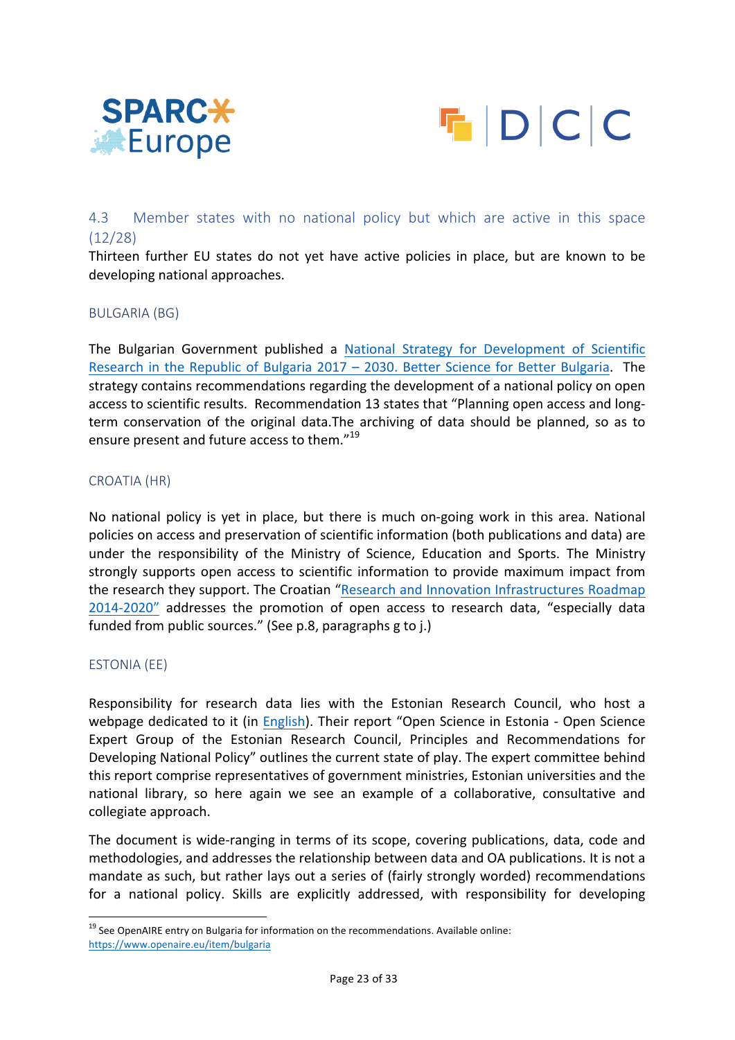### 4.3 Member states with no national policy but which are active in this space (12/28)

Thirteen further EU states do not yet have active policies in place, but are known to be developing national approaches.

#### BULGARIA (BG)

The Bulgarian Government published a National Strategy for Development of Scientific Research in the Republic of Bulgaria 2017 – 2030. Better Science for Better Bulgaria. The strategy contains recommendations regarding the development of a national policy on open access to scientific results. Recommendation 13 states that "Planning open access and long-term conservation of the original data.The archiving of data should be planned, so as to ensure present and future access to them."[19]

#### CROATIA (HR)

No national policy is yet in place, but there is much on-going work in this area. National policies on access and preservation of scientific information (both publications and data) are under the responsibility of the Ministry of Science, Education and Sports. The Ministry strongly supports open access to scientific information to provide maximum impact from the research they support. The Croatian "Research and Innovation Infrastructures Roadmap 2014-2020" addresses the promotion of open access to research data, "especially data funded from public sources." (See p.8, paragraphs g to j.)

#### ESTONIA (EE)

Responsibility for research data lies with the Estonian Research Council, who host a webpage dedicated to it (in English). Their report "Open Science in Estonia - Open Science Expert Group of the Estonian Research Council, Principles and Recommendations for Developing National Policy" outlines the current state of play. The expert committee behind this report comprise representatives of government ministries, Estonian universities and the national library, so here again we see an example of a collaborative, consultative and collegiate approach.

The document is wide-ranging in terms of its scope, covering publications, data, code and methodologies, and addresses the relationship between data and OA publications. It is not a mandate as such, but rather lays out a series of (fairly strongly worded) recommendations for a national policy. Skills are explicitly addressed, with responsibility for developing

---

[19] See OpenAIRE entry on Bulgaria for information on the recommendations. Available online: https://www.openaire.eu/item/bulgaria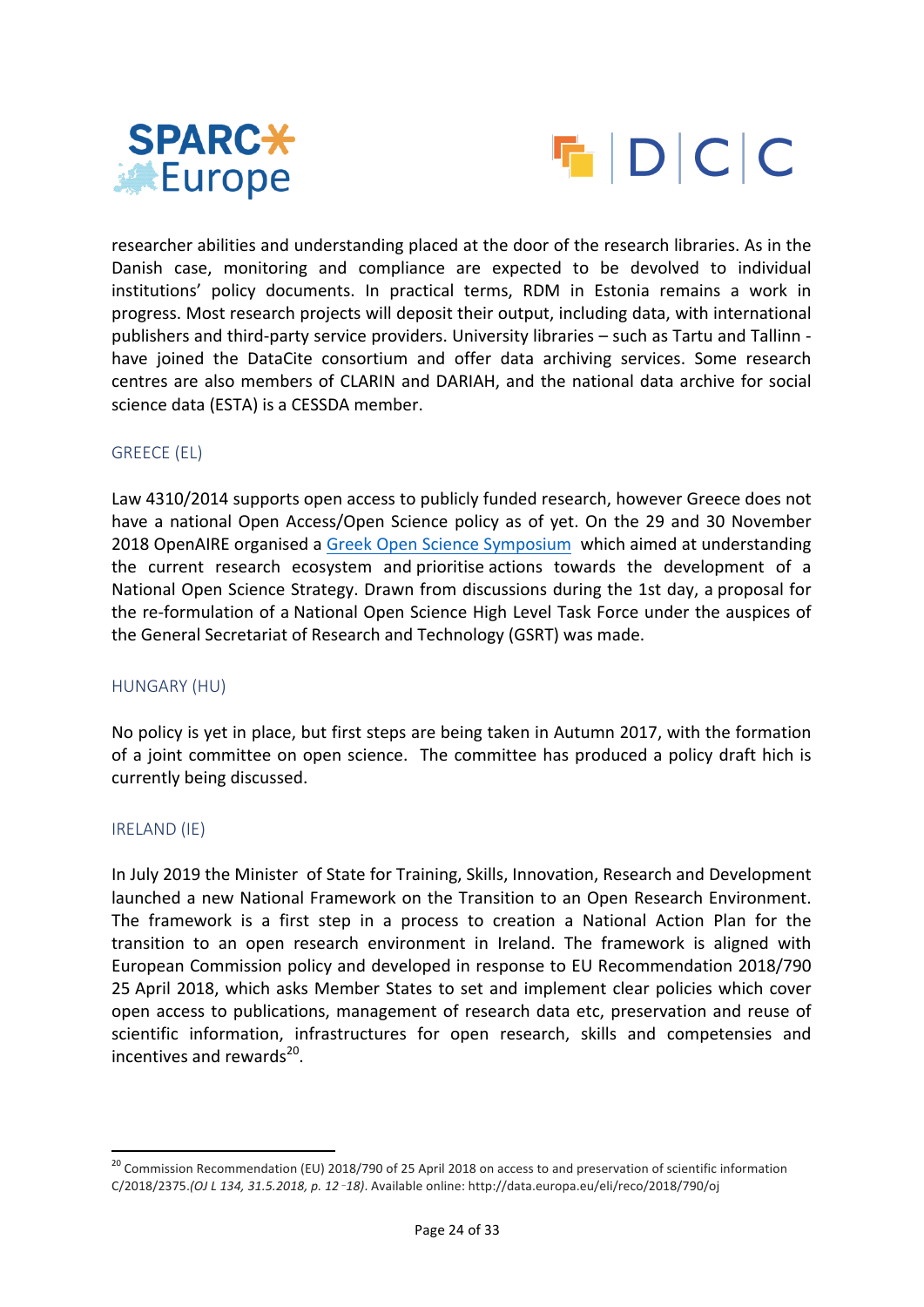researcher abilities and understanding placed at the door of the research libraries. As in the Danish case, monitoring and compliance are expected to be devolved to individual institutions' policy documents. In practical terms, RDM in Estonia remains a work in progress. Most research projects will deposit their output, including data, with international publishers and third-party service providers. University libraries – such as Tartu and Tallinn - have joined the DataCite consortium and offer data archiving services. Some research centres are also members of CLARIN and DARIAH, and the national data archive for social science data (ESTA) is a CESSDA member.

### GREECE (EL)

Law 4310/2014 supports open access to publicly funded research, however Greece does not have a national Open Access/Open Science policy as of yet. On the 29 and 30 November 2018 OpenAIRE organised a Greek Open Science Symposium which aimed at understanding the current research ecosystem and prioritise actions towards the development of a National Open Science Strategy. Drawn from discussions during the 1st day, a proposal for the re-formulation of a National Open Science High Level Task Force under the auspices of the General Secretariat of Research and Technology (GSRT) was made.

### HUNGARY (HU)

No policy is yet in place, but first steps are being taken in Autumn 2017, with the formation of a joint committee on open science. The committee has produced a policy draft hich is currently being discussed.

### IRELAND (IE)

In July 2019 the Minister of State for Training, Skills, Innovation, Research and Development launched a new National Framework on the Transition to an Open Research Environment. The framework is a first step in a process to creation a National Action Plan for the transition to an open research environment in Ireland. The framework is aligned with European Commission policy and developed in response to EU Recommendation 2018/790 25 April 2018, which asks Member States to set and implement clear policies which cover open access to publications, management of research data etc, preservation and reuse of scientific information, infrastructures for open research, skills and competensies and incentives and rewards[20].

[20] Commission Recommendation (EU) 2018/790 of 25 April 2018 on access to and preservation of scientific information C/2018/2375.*(OJ L 134, 31.5.2018, p. 12‑18)*. Available online: http://data.europa.eu/eli/reco/2018/790/oj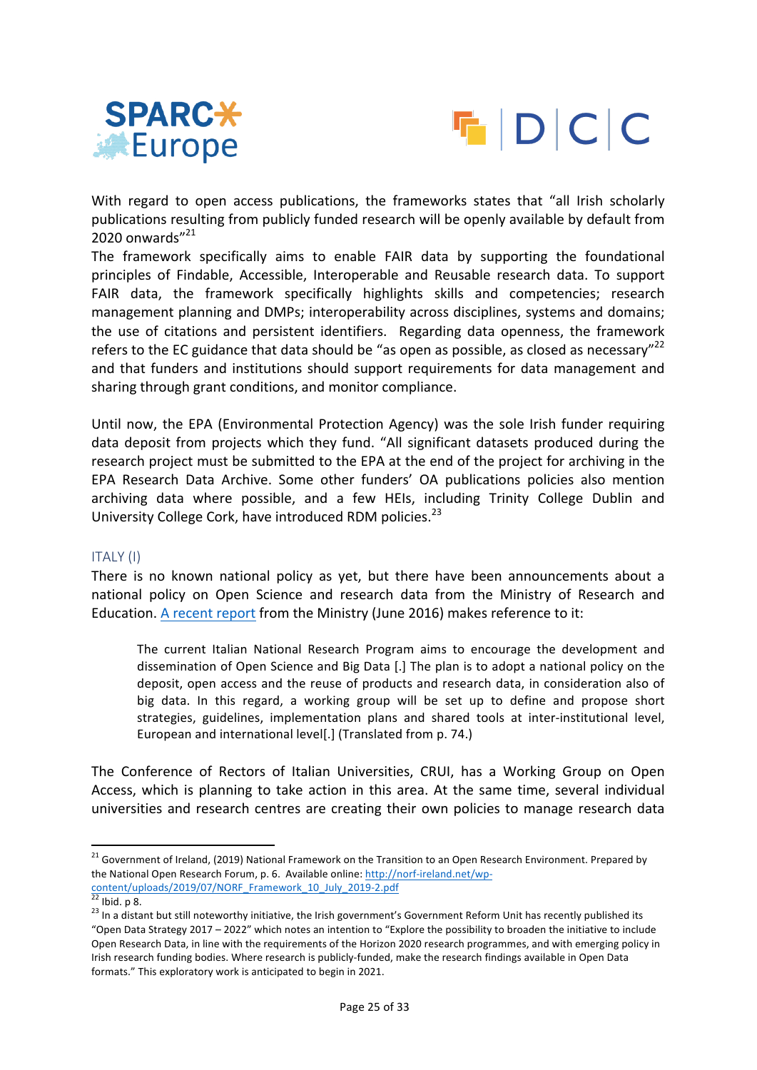With regard to open access publications, the frameworks states that "all Irish scholarly publications resulting from publicly funded research will be openly available by default from 2020 onwards"[21]

The framework specifically aims to enable FAIR data by supporting the foundational principles of Findable, Accessible, Interoperable and Reusable research data. To support FAIR data, the framework specifically highlights skills and competencies; research management planning and DMPs; interoperability across disciplines, systems and domains; the use of citations and persistent identifiers. Regarding data openness, the framework refers to the EC guidance that data should be "as open as possible, as closed as necessary"[22] and that funders and institutions should support requirements for data management and sharing through grant conditions, and monitor compliance.

Until now, the EPA (Environmental Protection Agency) was the sole Irish funder requiring data deposit from projects which they fund. "All significant datasets produced during the research project must be submitted to the EPA at the end of the project for archiving in the EPA Research Data Archive. Some other funders' OA publications policies also mention archiving data where possible, and a few HEIs, including Trinity College Dublin and University College Cork, have introduced RDM policies.[23]

### ITALY (I)

There is no known national policy as yet, but there have been announcements about a national policy on Open Science and research data from the Ministry of Research and Education. [A recent report]() from the Ministry (June 2016) makes reference to it:

> The current Italian National Research Program aims to encourage the development and dissemination of Open Science and Big Data [.] The plan is to adopt a national policy on the deposit, open access and the reuse of products and research data, in consideration also of big data. In this regard, a working group will be set up to define and propose short strategies, guidelines, implementation plans and shared tools at inter-institutional level, European and international level[.] (Translated from p. 74.)

The Conference of Rectors of Italian Universities, CRUI, has a Working Group on Open Access, which is planning to take action in this area. At the same time, several individual universities and research centres are creating their own policies to manage research data

---

[21] Government of Ireland, (2019) National Framework on the Transition to an Open Research Environment. Prepared by the National Open Research Forum, p. 6. Available online: http://norf-ireland.net/wp-content/uploads/2019/07/NORF_Framework_10_July_2019-2.pdf

[22] Ibid. p 8.

[23] In a distant but still noteworthy initiative, the Irish government's Government Reform Unit has recently published its "Open Data Strategy 2017 – 2022" which notes an intention to "Explore the possibility to broaden the initiative to include Open Research Data, in line with the requirements of the Horizon 2020 research programmes, and with emerging policy in Irish research funding bodies. Where research is publicly-funded, make the research findings available in Open Data formats." This exploratory work is anticipated to begin in 2021.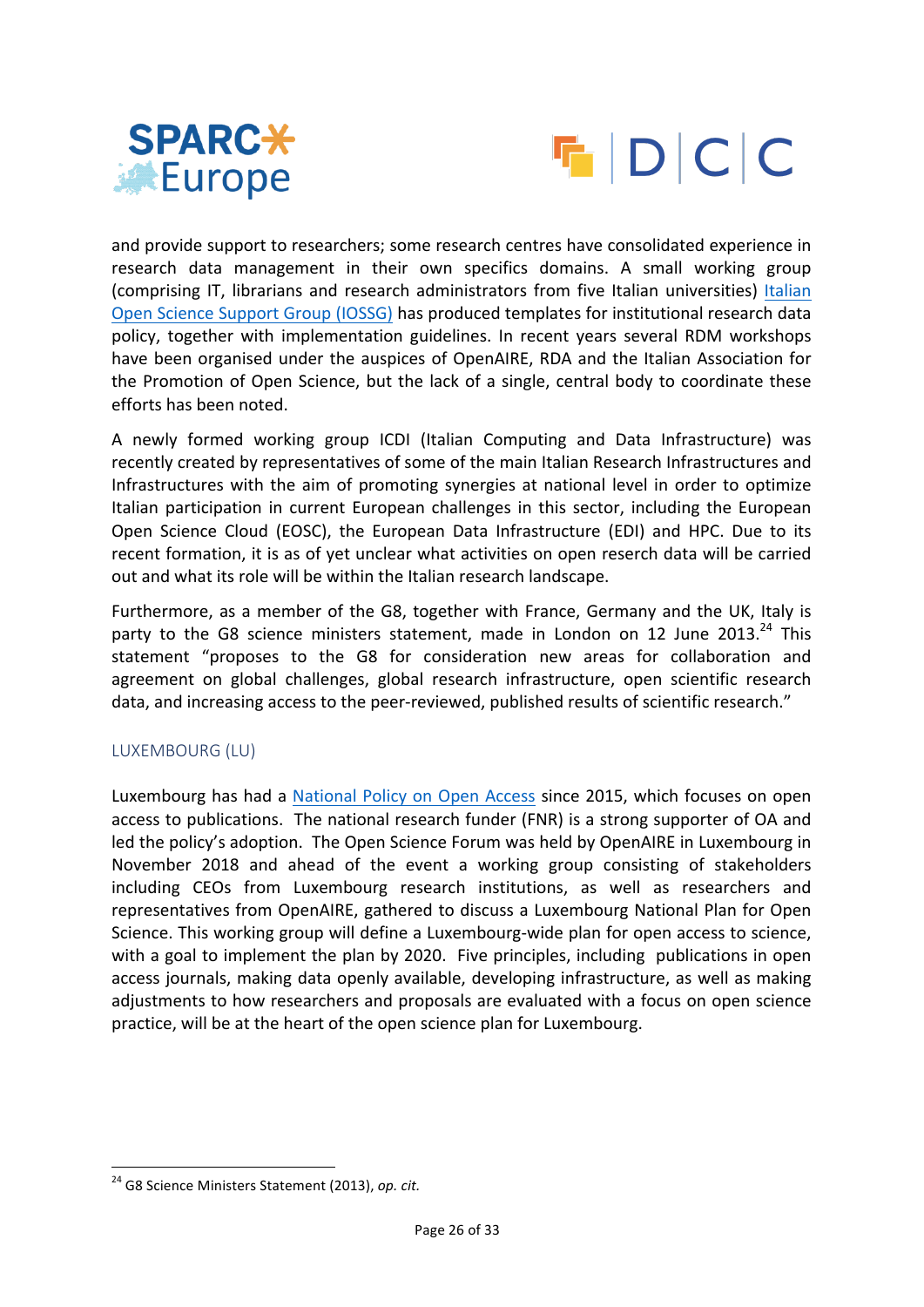and provide support to researchers; some research centres have consolidated experience in research data management in their own specifics domains. A small working group (comprising IT, librarians and research administrators from five Italian universities) Italian Open Science Support Group (IOSSG) has produced templates for institutional research data policy, together with implementation guidelines. In recent years several RDM workshops have been organised under the auspices of OpenAIRE, RDA and the Italian Association for the Promotion of Open Science, but the lack of a single, central body to coordinate these efforts has been noted.

A newly formed working group ICDI (Italian Computing and Data Infrastructure) was recently created by representatives of some of the main Italian Research Infrastructures and Infrastructures with the aim of promoting synergies at national level in order to optimize Italian participation in current European challenges in this sector, including the European Open Science Cloud (EOSC), the European Data Infrastructure (EDI) and HPC. Due to its recent formation, it is as of yet unclear what activities on open reserch data will be carried out and what its role will be within the Italian research landscape.

Furthermore, as a member of the G8, together with France, Germany and the UK, Italy is party to the G8 science ministers statement, made in London on 12 June 2013.[24] This statement "proposes to the G8 for consideration new areas for collaboration and agreement on global challenges, global research infrastructure, open scientific research data, and increasing access to the peer-reviewed, published results of scientific research."

### LUXEMBOURG (LU)

Luxembourg has had a National Policy on Open Access since 2015, which focuses on open access to publications. The national research funder (FNR) is a strong supporter of OA and led the policy's adoption. The Open Science Forum was held by OpenAIRE in Luxembourg in November 2018 and ahead of the event a working group consisting of stakeholders including CEOs from Luxembourg research institutions, as well as researchers and representatives from OpenAIRE, gathered to discuss a Luxembourg National Plan for Open Science. This working group will define a Luxembourg-wide plan for open access to science, with a goal to implement the plan by 2020. Five principles, including publications in open access journals, making data openly available, developing infrastructure, as well as making adjustments to how researchers and proposals are evaluated with a focus on open science practice, will be at the heart of the open science plan for Luxembourg.

---

[24] G8 Science Ministers Statement (2013), *op. cit.*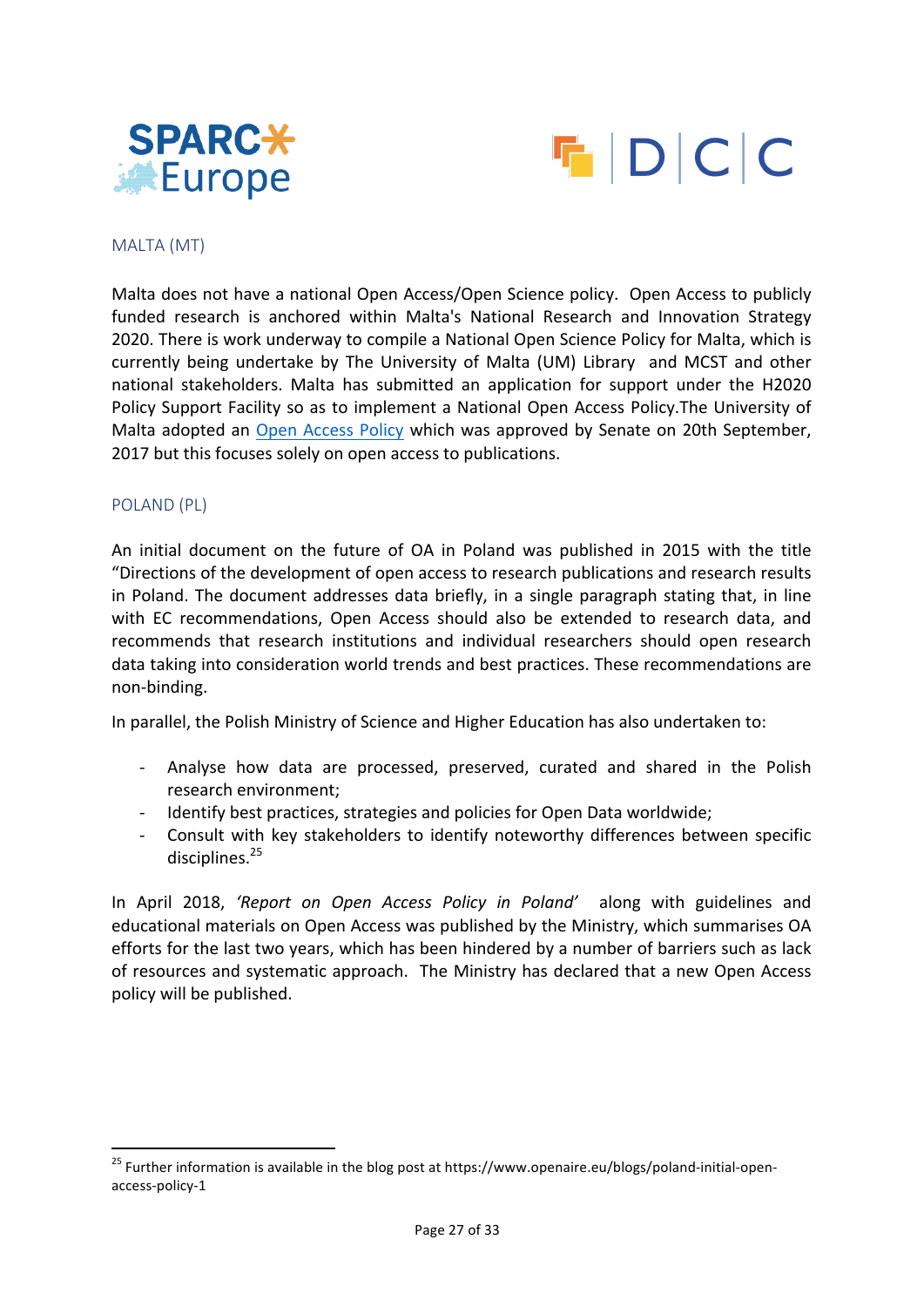## MALTA (MT)

Malta does not have a national Open Access/Open Science policy. Open Access to publicly funded research is anchored within Malta's National Research and Innovation Strategy 2020. There is work underway to compile a National Open Science Policy for Malta, which is currently being undertake by The University of Malta (UM) Library and MCST and other national stakeholders. Malta has submitted an application for support under the H2020 Policy Support Facility so as to implement a National Open Access Policy.The University of Malta adopted an Open Access Policy which was approved by Senate on 20th September, 2017 but this focuses solely on open access to publications.

## POLAND (PL)

An initial document on the future of OA in Poland was published in 2015 with the title "Directions of the development of open access to research publications and research results in Poland. The document addresses data briefly, in a single paragraph stating that, in line with EC recommendations, Open Access should also be extended to research data, and recommends that research institutions and individual researchers should open research data taking into consideration world trends and best practices. These recommendations are non-binding.

In parallel, the Polish Ministry of Science and Higher Education has also undertaken to:

- Analyse how data are processed, preserved, curated and shared in the Polish research environment;
- Identify best practices, strategies and policies for Open Data worldwide;
- Consult with key stakeholders to identify noteworthy differences between specific disciplines.[25]

In April 2018, *'Report on Open Access Policy in Poland'* along with guidelines and educational materials on Open Access was published by the Ministry, which summarises OA efforts for the last two years, which has been hindered by a number of barriers such as lack of resources and systematic approach. The Ministry has declared that a new Open Access policy will be published.

[25] Further information is available in the blog post at https://www.openaire.eu/blogs/poland-initial-open-access-policy-1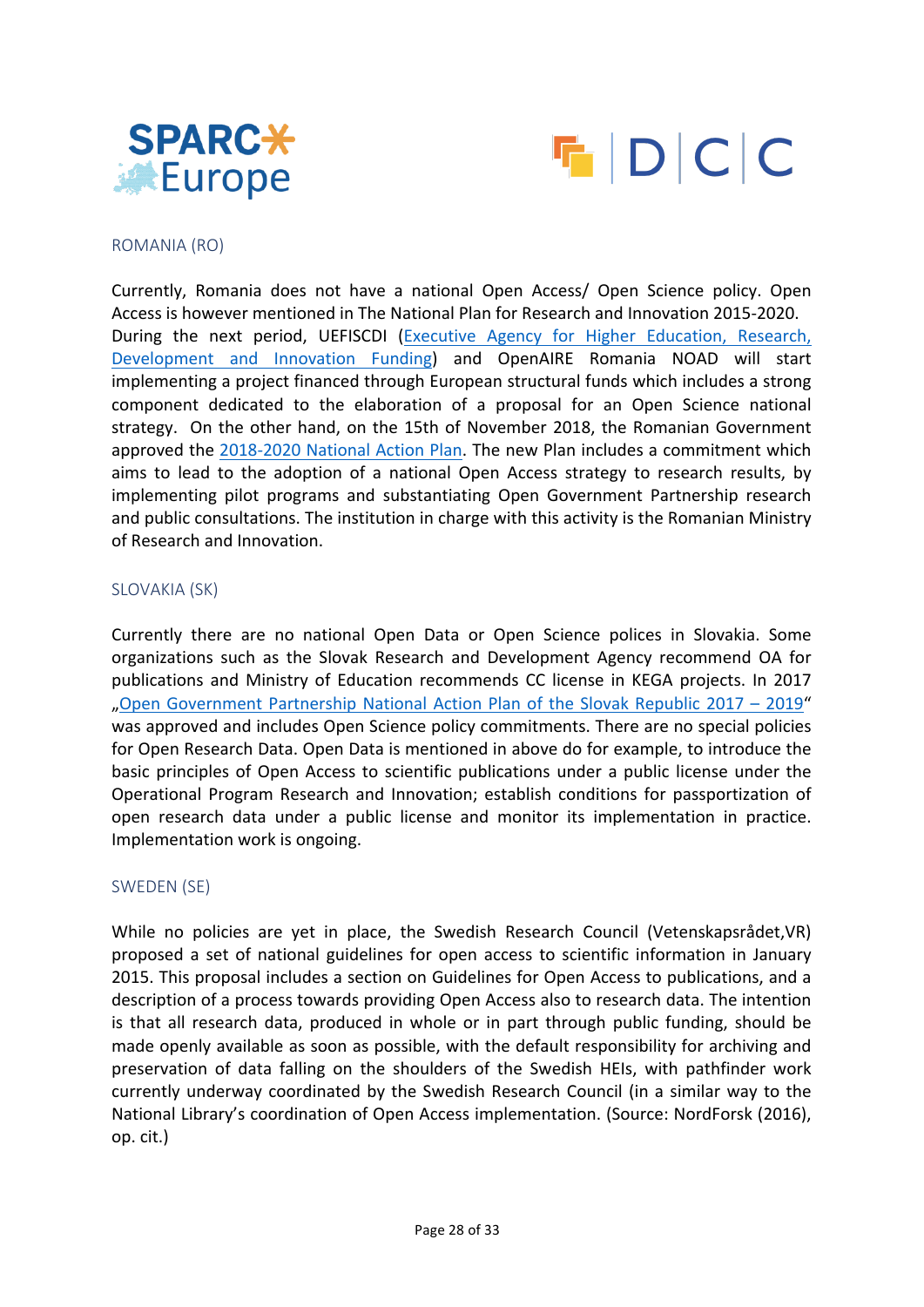## ROMANIA (RO)

Currently, Romania does not have a national Open Access/ Open Science policy. Open Access is however mentioned in The National Plan for Research and Innovation 2015-2020. During the next period, UEFISCDI (Executive Agency for Higher Education, Research, Development and Innovation Funding) and OpenAIRE Romania NOAD will start implementing a project financed through European structural funds which includes a strong component dedicated to the elaboration of a proposal for an Open Science national strategy. On the other hand, on the 15th of November 2018, the Romanian Government approved the 2018-2020 National Action Plan. The new Plan includes a commitment which aims to lead to the adoption of a national Open Access strategy to research results, by implementing pilot programs and substantiating Open Government Partnership research and public consultations. The institution in charge with this activity is the Romanian Ministry of Research and Innovation.

## SLOVAKIA (SK)

Currently there are no national Open Data or Open Science polices in Slovakia. Some organizations such as the Slovak Research and Development Agency recommend OA for publications and Ministry of Education recommends CC license in KEGA projects. In 2017 „Open Government Partnership National Action Plan of the Slovak Republic 2017 – 2019" was approved and includes Open Science policy commitments. There are no special policies for Open Research Data. Open Data is mentioned in above do for example, to introduce the basic principles of Open Access to scientific publications under a public license under the Operational Program Research and Innovation; establish conditions for passportization of open research data under a public license and monitor its implementation in practice. Implementation work is ongoing.

## SWEDEN (SE)

While no policies are yet in place, the Swedish Research Council (Vetenskapsrådet,VR) proposed a set of national guidelines for open access to scientific information in January 2015. This proposal includes a section on Guidelines for Open Access to publications, and a description of a process towards providing Open Access also to research data. The intention is that all research data, produced in whole or in part through public funding, should be made openly available as soon as possible, with the default responsibility for archiving and preservation of data falling on the shoulders of the Swedish HEIs, with pathfinder work currently underway coordinated by the Swedish Research Council (in a similar way to the National Library's coordination of Open Access implementation. (Source: NordForsk (2016), op. cit.)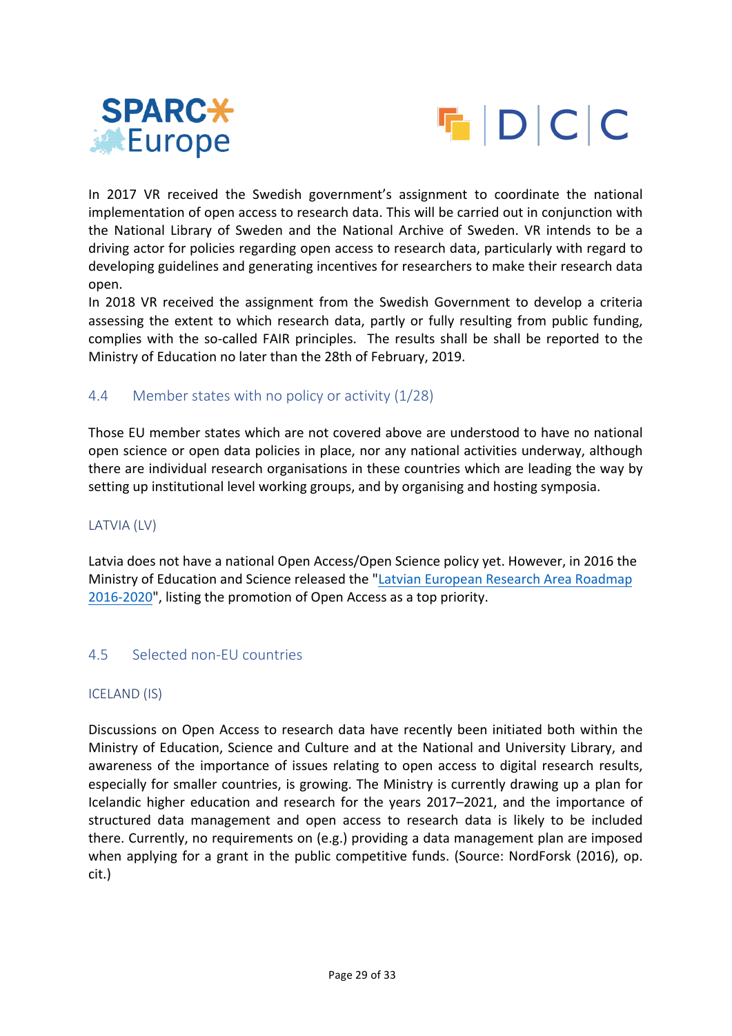In 2017 VR received the Swedish government's assignment to coordinate the national implementation of open access to research data. This will be carried out in conjunction with the National Library of Sweden and the National Archive of Sweden. VR intends to be a driving actor for policies regarding open access to research data, particularly with regard to developing guidelines and generating incentives for researchers to make their research data open.

In 2018 VR received the assignment from the Swedish Government to develop a criteria assessing the extent to which research data, partly or fully resulting from public funding, complies with the so-called FAIR principles. The results shall be shall be reported to the Ministry of Education no later than the 28th of February, 2019.

## 4.4 Member states with no policy or activity (1/28)

Those EU member states which are not covered above are understood to have no national open science or open data policies in place, nor any national activities underway, although there are individual research organisations in these countries which are leading the way by setting up institutional level working groups, and by organising and hosting symposia.

### LATVIA (LV)

Latvia does not have a national Open Access/Open Science policy yet. However, in 2016 the Ministry of Education and Science released the "Latvian European Research Area Roadmap 2016-2020", listing the promotion of Open Access as a top priority.

## 4.5 Selected non-EU countries

### ICELAND (IS)

Discussions on Open Access to research data have recently been initiated both within the Ministry of Education, Science and Culture and at the National and University Library, and awareness of the importance of issues relating to open access to digital research results, especially for smaller countries, is growing. The Ministry is currently drawing up a plan for Icelandic higher education and research for the years 2017–2021, and the importance of structured data management and open access to research data is likely to be included there. Currently, no requirements on (e.g.) providing a data management plan are imposed when applying for a grant in the public competitive funds. (Source: NordForsk (2016), op. cit.)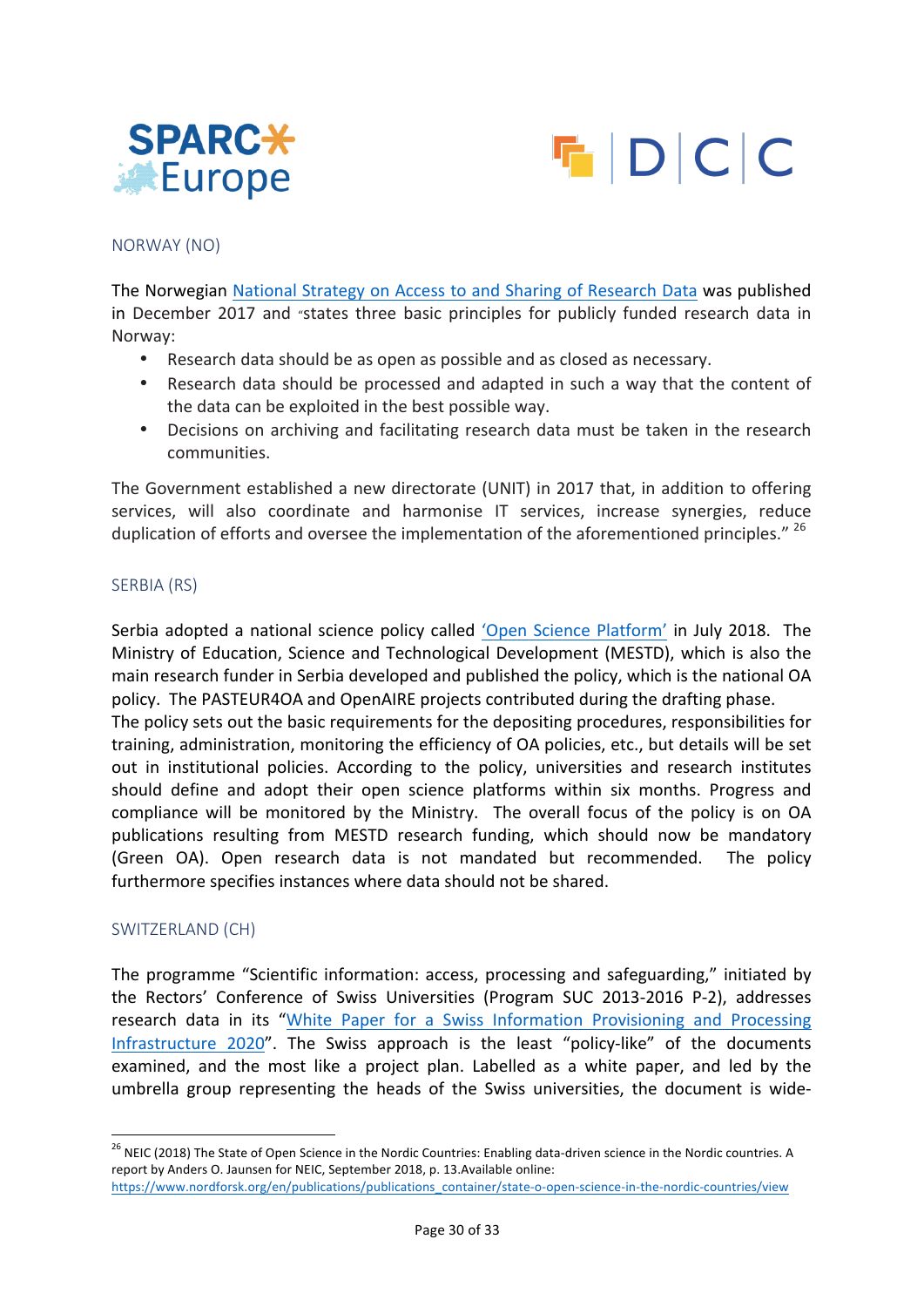## NORWAY (NO)

The Norwegian National Strategy on Access to and Sharing of Research Data was published in December 2017 and "states three basic principles for publicly funded research data in Norway:

- Research data should be as open as possible and as closed as necessary.
- Research data should be processed and adapted in such a way that the content of the data can be exploited in the best possible way.
- Decisions on archiving and facilitating research data must be taken in the research communities.

The Government established a new directorate (UNIT) in 2017 that, in addition to offering services, will also coordinate and harmonise IT services, increase synergies, reduce duplication of efforts and oversee the implementation of the aforementioned principles." [26]

## SERBIA (RS)

Serbia adopted a national science policy called 'Open Science Platform' in July 2018. The Ministry of Education, Science and Technological Development (MESTD), which is also the main research funder in Serbia developed and published the policy, which is the national OA policy. The PASTEUR4OA and OpenAIRE projects contributed during the drafting phase.
The policy sets out the basic requirements for the depositing procedures, responsibilities for training, administration, monitoring the efficiency of OA policies, etc., but details will be set out in institutional policies. According to the policy, universities and research institutes should define and adopt their open science platforms within six months. Progress and compliance will be monitored by the Ministry. The overall focus of the policy is on OA publications resulting from MESTD research funding, which should now be mandatory (Green OA). Open research data is not mandated but recommended. The policy furthermore specifies instances where data should not be shared.

## SWITZERLAND (CH)

The programme "Scientific information: access, processing and safeguarding," initiated by the Rectors' Conference of Swiss Universities (Program SUC 2013-2016 P-2), addresses research data in its "White Paper for a Swiss Information Provisioning and Processing Infrastructure 2020". The Swiss approach is the least "policy-like" of the documents examined, and the most like a project plan. Labelled as a white paper, and led by the umbrella group representing the heads of the Swiss universities, the document is wide-

---

[26] NEIC (2018) The State of Open Science in the Nordic Countries: Enabling data-driven science in the Nordic countries. A report by Anders O. Jaunsen for NEIC, September 2018, p. 13.Available online: https://www.nordforsk.org/en/publications/publications_container/state-o-open-science-in-the-nordic-countries/view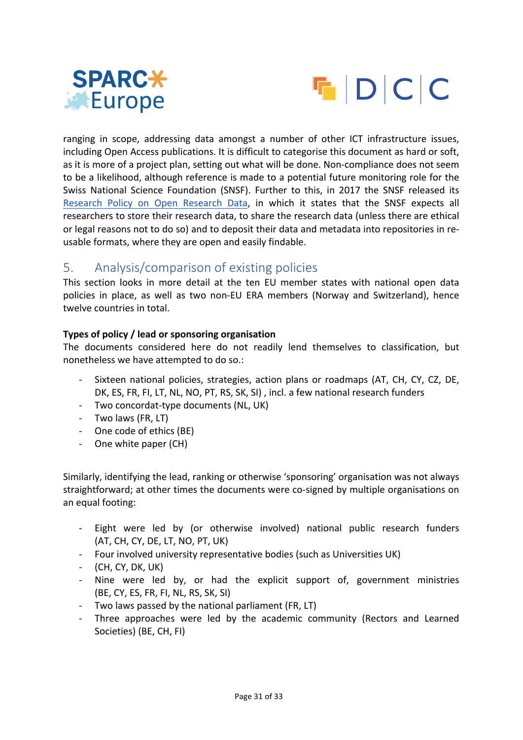ranging in scope, addressing data amongst a number of other ICT infrastructure issues, including Open Access publications. It is difficult to categorise this document as hard or soft, as it is more of a project plan, setting out what will be done. Non-compliance does not seem to be a likelihood, although reference is made to a potential future monitoring role for the Swiss National Science Foundation (SNSF). Further to this, in 2017 the SNSF released its Research Policy on Open Research Data, in which it states that the SNSF expects all researchers to store their research data, to share the research data (unless there are ethical or legal reasons not to do so) and to deposit their data and metadata into repositories in re-usable formats, where they are open and easily findable.

## 5. Analysis/comparison of existing policies

This section looks in more detail at the ten EU member states with national open data policies in place, as well as two non-EU ERA members (Norway and Switzerland), hence twelve countries in total.

**Types of policy / lead or sponsoring organisation**

The documents considered here do not readily lend themselves to classification, but nonetheless we have attempted to do so.:

- Sixteen national policies, strategies, action plans or roadmaps (AT, CH, CY, CZ, DE, DK, ES, FR, FI, LT, NL, NO, PT, RS, SK, SI) , incl. a few national research funders
- Two concordat-type documents (NL, UK)
- Two laws (FR, LT)
- One code of ethics (BE)
- One white paper (CH)

Similarly, identifying the lead, ranking or otherwise 'sponsoring' organisation was not always straightforward; at other times the documents were co-signed by multiple organisations on an equal footing:

- Eight were led by (or otherwise involved) national public research funders (AT, CH, CY, DE, LT, NO, PT, UK)
- Four involved university representative bodies (such as Universities UK)
- (CH, CY, DK, UK)
- Nine were led by, or had the explicit support of, government ministries (BE, CY, ES, FR, FI, NL, RS, SK, SI)
- Two laws passed by the national parliament (FR, LT)
- Three approaches were led by the academic community (Rectors and Learned Societies) (BE, CH, FI)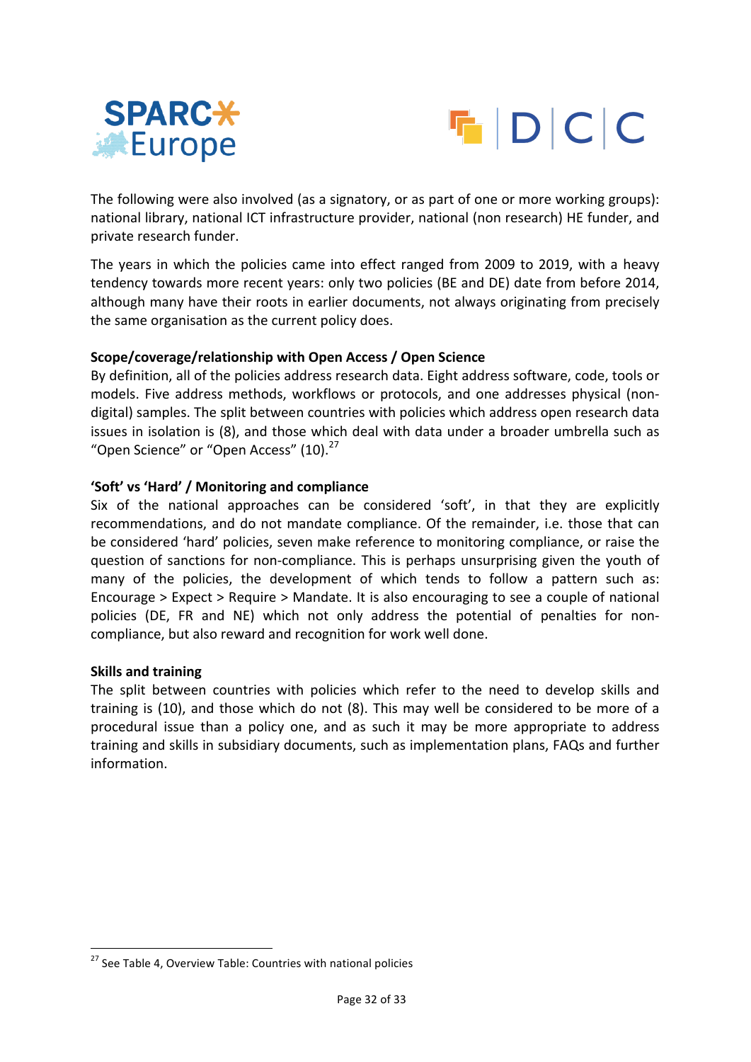The following were also involved (as a signatory, or as part of one or more working groups): national library, national ICT infrastructure provider, national (non research) HE funder, and private research funder.

The years in which the policies came into effect ranged from 2009 to 2019, with a heavy tendency towards more recent years: only two policies (BE and DE) date from before 2014, although many have their roots in earlier documents, not always originating from precisely the same organisation as the current policy does.

**Scope/coverage/relationship with Open Access / Open Science**

By definition, all of the policies address research data. Eight address software, code, tools or models. Five address methods, workflows or protocols, and one addresses physical (non-digital) samples. The split between countries with policies which address open research data issues in isolation is (8), and those which deal with data under a broader umbrella such as "Open Science" or "Open Access" (10).[27]

**'Soft' vs 'Hard' / Monitoring and compliance**

Six of the national approaches can be considered 'soft', in that they are explicitly recommendations, and do not mandate compliance. Of the remainder, i.e. those that can be considered 'hard' policies, seven make reference to monitoring compliance, or raise the question of sanctions for non-compliance. This is perhaps unsurprising given the youth of many of the policies, the development of which tends to follow a pattern such as: Encourage > Expect > Require > Mandate. It is also encouraging to see a couple of national policies (DE, FR and NE) which not only address the potential of penalties for non-compliance, but also reward and recognition for work well done.

**Skills and training**

The split between countries with policies which refer to the need to develop skills and training is (10), and those which do not (8). This may well be considered to be more of a procedural issue than a policy one, and as such it may be more appropriate to address training and skills in subsidiary documents, such as implementation plans, FAQs and further information.

[27] See Table 4, Overview Table: Countries with national policies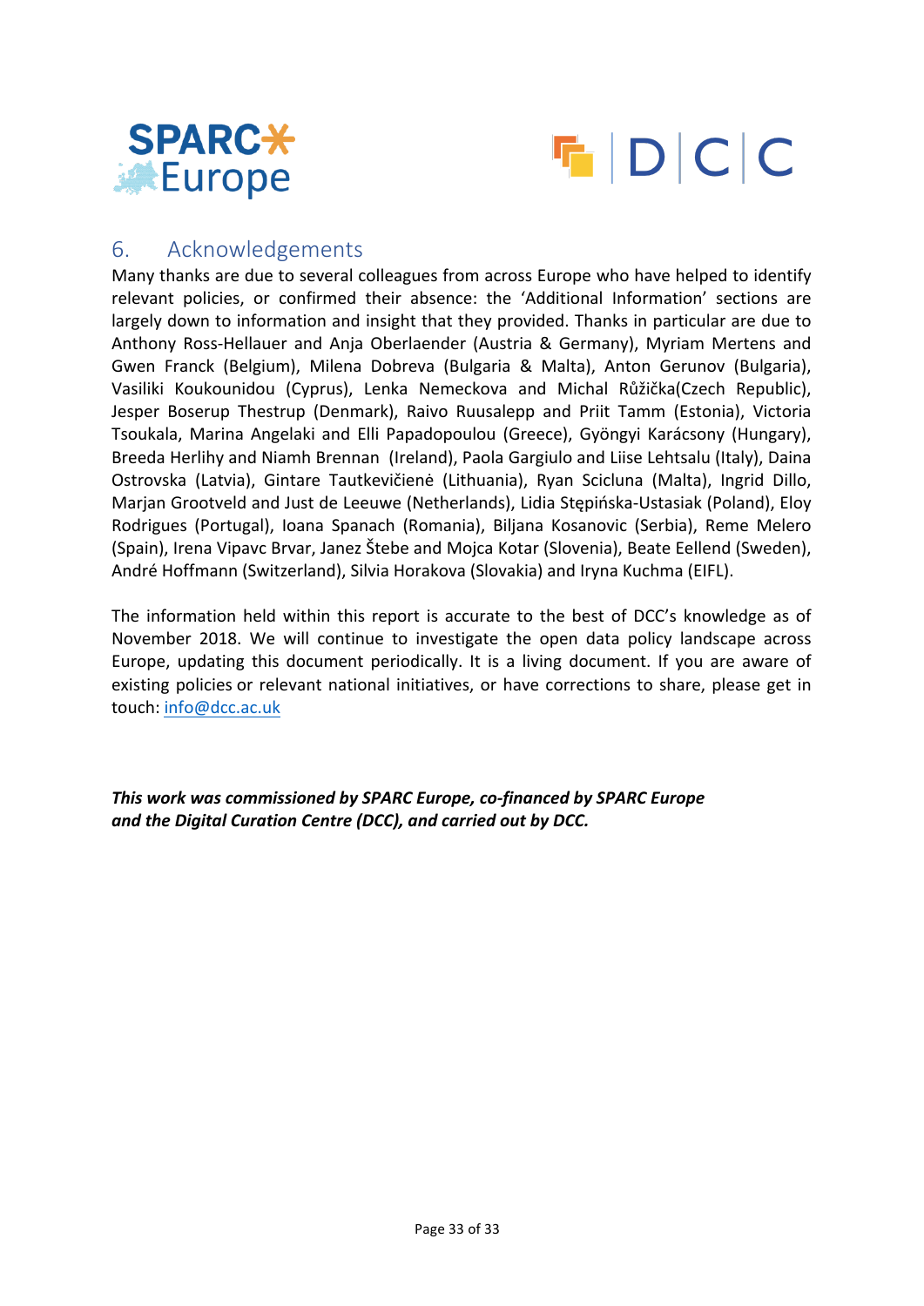## 6. Acknowledgements

Many thanks are due to several colleagues from across Europe who have helped to identify relevant policies, or confirmed their absence: the 'Additional Information' sections are largely down to information and insight that they provided. Thanks in particular are due to Anthony Ross-Hellauer and Anja Oberlaender (Austria & Germany), Myriam Mertens and Gwen Franck (Belgium), Milena Dobreva (Bulgaria & Malta), Anton Gerunov (Bulgaria), Vasiliki Koukounidou (Cyprus), Lenka Nemeckova and Michal Růžička(Czech Republic), Jesper Boserup Thestrup (Denmark), Raivo Ruusalepp and Priit Tamm (Estonia), Victoria Tsoukala, Marina Angelaki and Elli Papadopoulou (Greece), Gyöngyi Karácsony (Hungary), Breeda Herlihy and Niamh Brennan (Ireland), Paola Gargiulo and Liise Lehtsalu (Italy), Daina Ostrovska (Latvia), Gintare Tautkevičienė (Lithuania), Ryan Scicluna (Malta), Ingrid Dillo, Marjan Grootveld and Just de Leeuwe (Netherlands), Lidia Stępińska-Ustasiak (Poland), Eloy Rodrigues (Portugal), Ioana Spanach (Romania), Biljana Kosanovic (Serbia), Reme Melero (Spain), Irena Vipavc Brvar, Janez Štebe and Mojca Kotar (Slovenia), Beate Eellend (Sweden), André Hoffmann (Switzerland), Silvia Horakova (Slovakia) and Iryna Kuchma (EIFL).

The information held within this report is accurate to the best of DCC's knowledge as of November 2018. We will continue to investigate the open data policy landscape across Europe, updating this document periodically. It is a living document. If you are aware of existing policies or relevant national initiatives, or have corrections to share, please get in touch: info@dcc.ac.uk

***This work was commissioned by SPARC Europe, co-financed by SPARC Europe and the Digital Curation Centre (DCC), and carried out by DCC.***